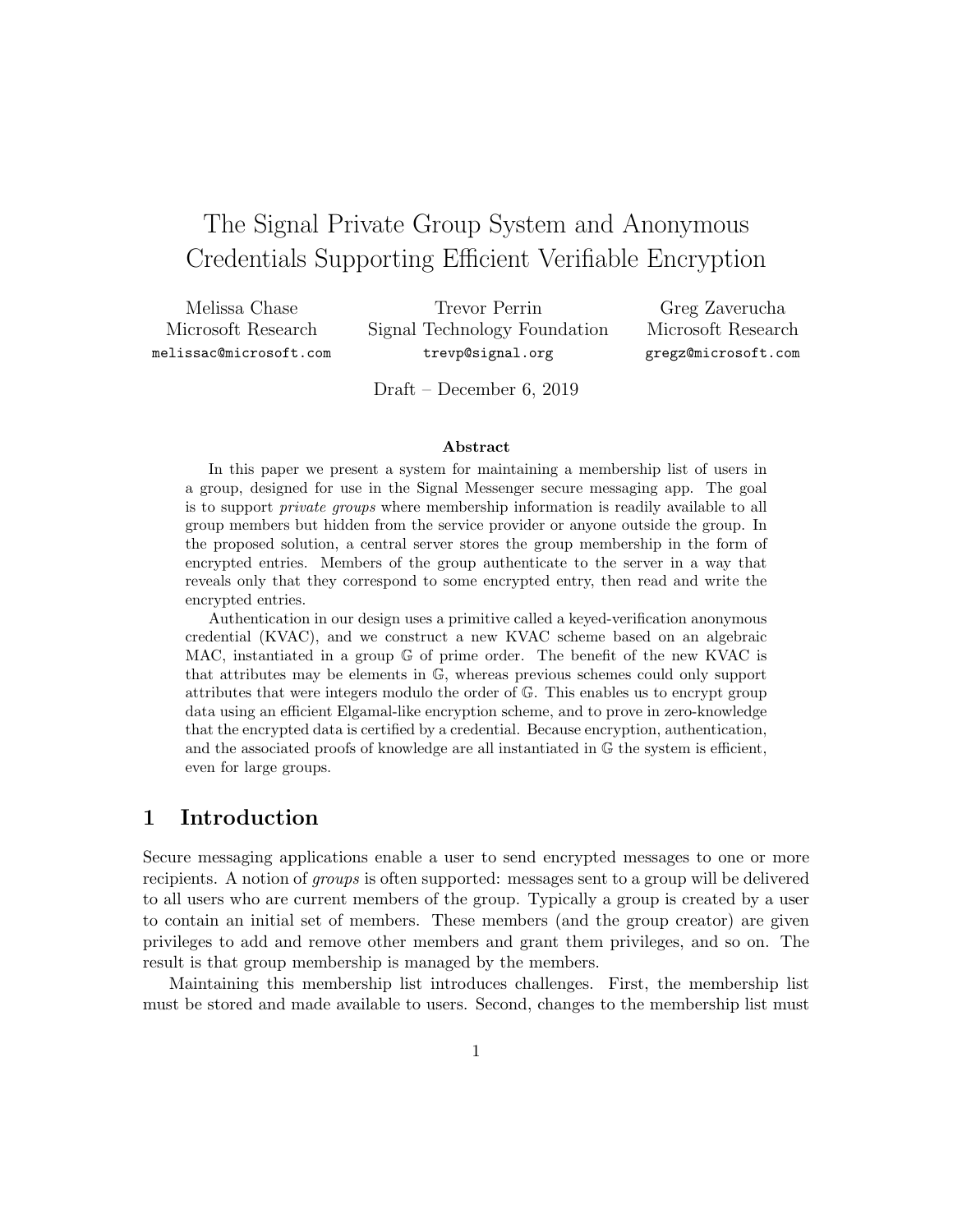# The Signal Private Group System and Anonymous Credentials Supporting Efficient Verifiable Encryption

Melissa Chase
Microsoft Research
melissac@microsoft.com

Trevor Perrin
Signal Technology Foundation
trevp@signal.org

Greg Zaverucha
Microsoft Research
gregz@microsoft.com

Draft – December 6, 2019

### Abstract

In this paper we present a system for maintaining a membership list of users in a group, designed for use in the Signal Messenger secure messaging app. The goal is to support *private groups* where membership information is readily available to all group members but hidden from the service provider or anyone outside the group. In the proposed solution, a central server stores the group membership in the form of encrypted entries. Members of the group authenticate to the server in a way that reveals only that they correspond to some encrypted entry, then read and write the encrypted entries.

Authentication in our design uses a primitive called a keyed-verification anonymous credential (KVAC), and we construct a new KVAC scheme based on an algebraic MAC, instantiated in a group $\mathbb{G}$ of prime order. The benefit of the new KVAC is that attributes may be elements in $\mathbb{G}$, whereas previous schemes could only support attributes that were integers modulo the order of $\mathbb{G}$. This enables us to encrypt group data using an efficient Elgamal-like encryption scheme, and to prove in zero-knowledge that the encrypted data is certified by a credential. Because encryption, authentication, and the associated proofs of knowledge are all instantiated in $\mathbb{G}$ the system is efficient, even for large groups.

## 1 Introduction

Secure messaging applications enable a user to send encrypted messages to one or more recipients. A notion of *groups* is often supported: messages sent to a group will be delivered to all users who are current members of the group. Typically a group is created by a user to contain an initial set of members. These members (and the group creator) are given privileges to add and remove other members and grant them privileges, and so on. The result is that group membership is managed by the members.

Maintaining this membership list introduces challenges. First, the membership list must be stored and made available to users. Second, changes to the membership list must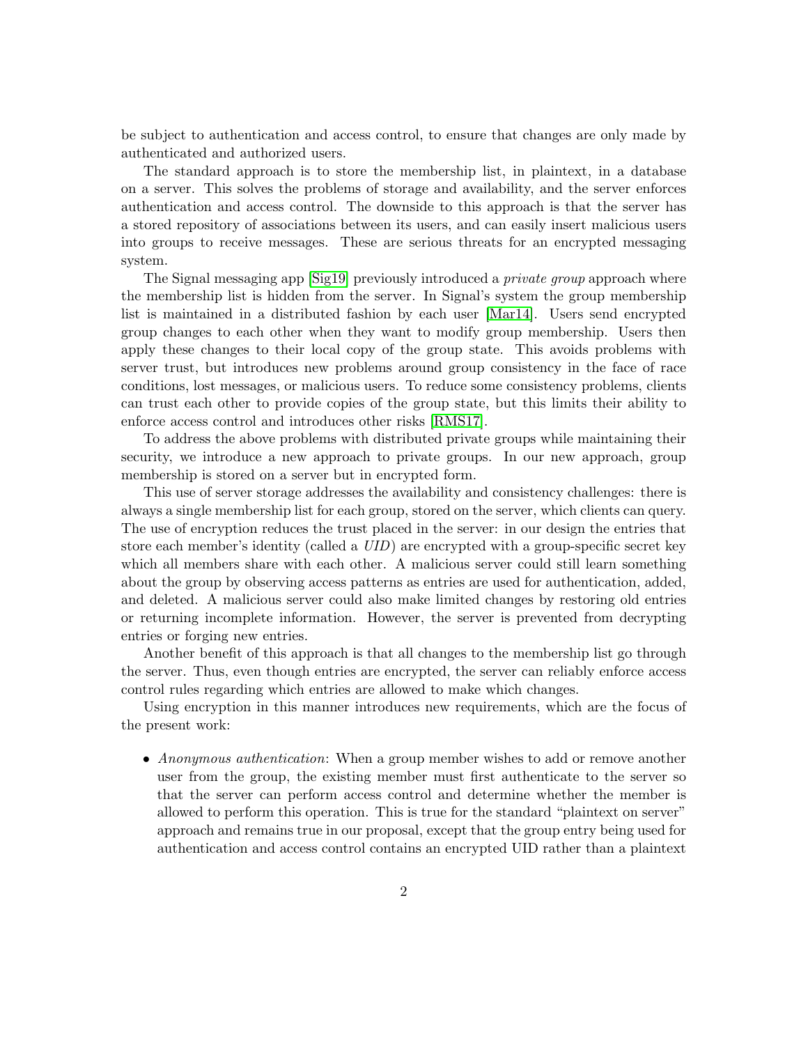be subject to authentication and access control, to ensure that changes are only made by authenticated and authorized users.

The standard approach is to store the membership list, in plaintext, in a database on a server. This solves the problems of storage and availability, and the server enforces authentication and access control. The downside to this approach is that the server has a stored repository of associations between its users, and can easily insert malicious users into groups to receive messages. These are serious threats for an encrypted messaging system.

The Signal messaging app [Sig19] previously introduced a *private group* approach where the membership list is hidden from the server. In Signal's system the group membership list is maintained in a distributed fashion by each user [Mar14]. Users send encrypted group changes to each other when they want to modify group membership. Users then apply these changes to their local copy of the group state. This avoids problems with server trust, but introduces new problems around group consistency in the face of race conditions, lost messages, or malicious users. To reduce some consistency problems, clients can trust each other to provide copies of the group state, but this limits their ability to enforce access control and introduces other risks [RMS17].

To address the above problems with distributed private groups while maintaining their security, we introduce a new approach to private groups. In our new approach, group membership is stored on a server but in encrypted form.

This use of server storage addresses the availability and consistency challenges: there is always a single membership list for each group, stored on the server, which clients can query. The use of encryption reduces the trust placed in the server: in our design the entries that store each member's identity (called a *UID*) are encrypted with a group-specific secret key which all members share with each other. A malicious server could still learn something about the group by observing access patterns as entries are used for authentication, added, and deleted. A malicious server could also make limited changes by restoring old entries or returning incomplete information. However, the server is prevented from decrypting entries or forging new entries.

Another benefit of this approach is that all changes to the membership list go through the server. Thus, even though entries are encrypted, the server can reliably enforce access control rules regarding which entries are allowed to make which changes.

Using encryption in this manner introduces new requirements, which are the focus of the present work:

- *Anonymous authentication*: When a group member wishes to add or remove another user from the group, the existing member must first authenticate to the server so that the server can perform access control and determine whether the member is allowed to perform this operation. This is true for the standard "plaintext on server" approach and remains true in our proposal, except that the group entry being used for authentication and access control contains an encrypted UID rather than a plaintext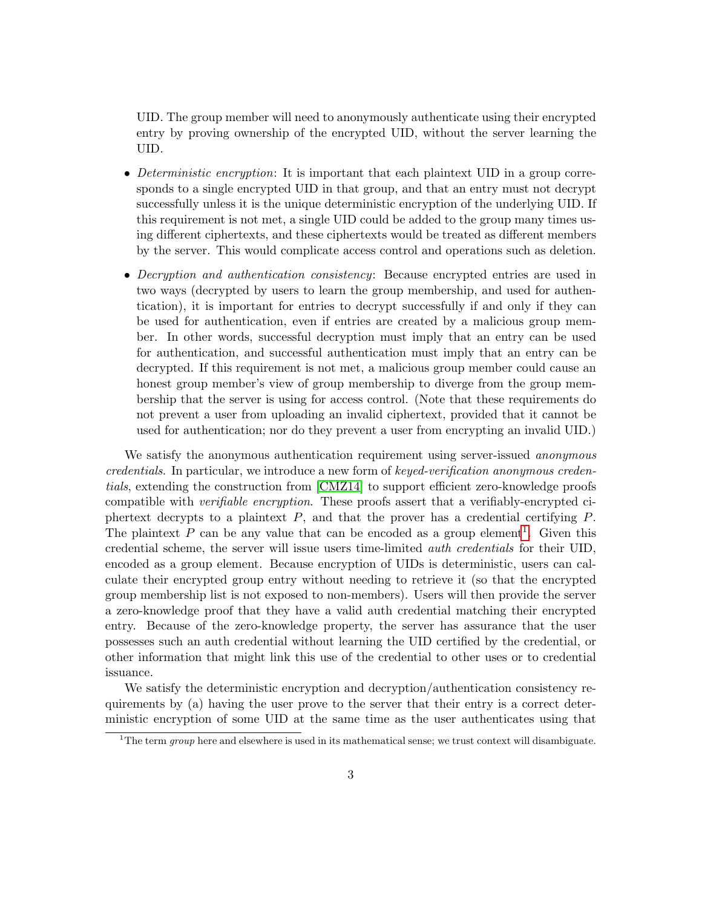UID. The group member will need to anonymously authenticate using their encrypted entry by proving ownership of the encrypted UID, without the server learning the UID.

- *Deterministic encryption*: It is important that each plaintext UID in a group corresponds to a single encrypted UID in that group, and that an entry must not decrypt successfully unless it is the unique deterministic encryption of the underlying UID. If this requirement is not met, a single UID could be added to the group many times using different ciphertexts, and these ciphertexts would be treated as different members by the server. This would complicate access control and operations such as deletion.
- *Decryption and authentication consistency*: Because encrypted entries are used in two ways (decrypted by users to learn the group membership, and used for authentication), it is important for entries to decrypt successfully if and only if they can be used for authentication, even if entries are created by a malicious group member. In other words, successful decryption must imply that an entry can be used for authentication, and successful authentication must imply that an entry can be decrypted. If this requirement is not met, a malicious group member could cause an honest group member's view of group membership to diverge from the group membership that the server is using for access control. (Note that these requirements do not prevent a user from uploading an invalid ciphertext, provided that it cannot be used for authentication; nor do they prevent a user from encrypting an invalid UID.)

We satisfy the anonymous authentication requirement using server-issued *anonymous credentials*. In particular, we introduce a new form of *keyed-verification anonymous credentials*, extending the construction from [CMZ14] to support efficient zero-knowledge proofs compatible with *verifiable encryption*. These proofs assert that a verifiably-encrypted ciphertext decrypts to a plaintext $P$, and that the prover has a credential certifying $P$. The plaintext $P$ can be any value that can be encoded as a group element[1]. Given this credential scheme, the server will issue users time-limited *auth credentials* for their UID, encoded as a group element. Because encryption of UIDs is deterministic, users can calculate their encrypted group entry without needing to retrieve it (so that the encrypted group membership list is not exposed to non-members). Users will then provide the server a zero-knowledge proof that they have a valid auth credential matching their encrypted entry. Because of the zero-knowledge property, the server has assurance that the user possesses such an auth credential without learning the UID certified by the credential, or other information that might link this use of the credential to other uses or to credential issuance.

We satisfy the deterministic encryption and decryption/authentication consistency requirements by (a) having the user prove to the server that their entry is a correct deterministic encryption of some UID at the same time as the user authenticates using that

[1] The term *group* here and elsewhere is used in its mathematical sense; we trust context will disambiguate.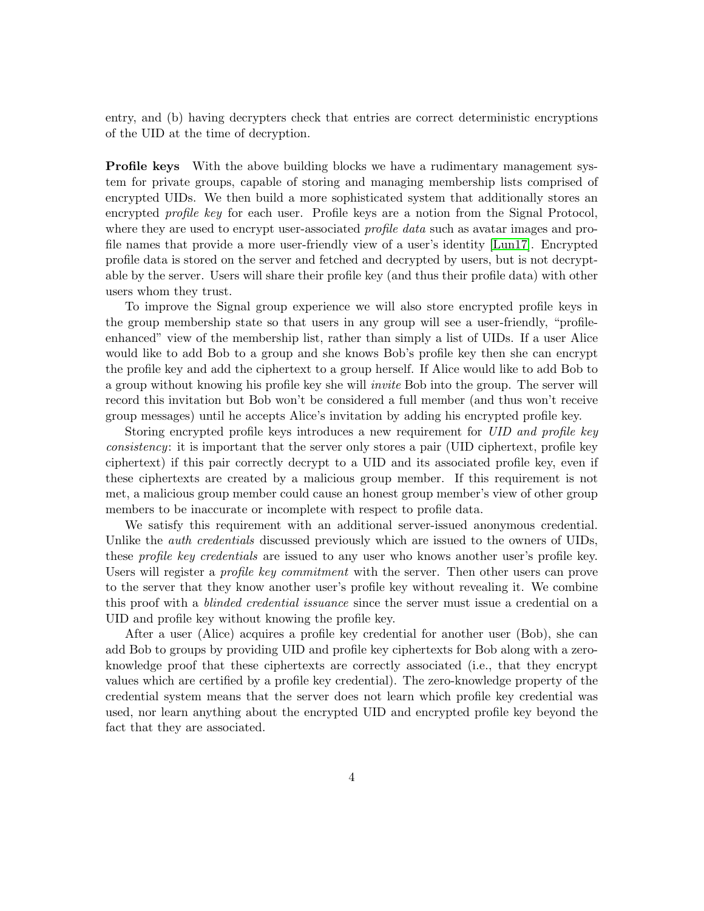entry, and (b) having decrypters check that entries are correct deterministic encryptions of the UID at the time of decryption.

**Profile keys** With the above building blocks we have a rudimentary management system for private groups, capable of storing and managing membership lists comprised of encrypted UIDs. We then build a more sophisticated system that additionally stores an encrypted *profile key* for each user. Profile keys are a notion from the Signal Protocol, where they are used to encrypt user-associated *profile data* such as avatar images and profile names that provide a more user-friendly view of a user's identity [Lun17]. Encrypted profile data is stored on the server and fetched and decrypted by users, but is not decryptable by the server. Users will share their profile key (and thus their profile data) with other users whom they trust.

To improve the Signal group experience we will also store encrypted profile keys in the group membership state so that users in any group will see a user-friendly, "profile-enhanced" view of the membership list, rather than simply a list of UIDs. If a user Alice would like to add Bob to a group and she knows Bob's profile key then she can encrypt the profile key and add the ciphertext to a group herself. If Alice would like to add Bob to a group without knowing his profile key she will *invite* Bob into the group. The server will record this invitation but Bob won't be considered a full member (and thus won't receive group messages) until he accepts Alice's invitation by adding his encrypted profile key.

Storing encrypted profile keys introduces a new requirement for *UID and profile key consistency*: it is important that the server only stores a pair (UID ciphertext, profile key ciphertext) if this pair correctly decrypt to a UID and its associated profile key, even if these ciphertexts are created by a malicious group member. If this requirement is not met, a malicious group member could cause an honest group member's view of other group members to be inaccurate or incomplete with respect to profile data.

We satisfy this requirement with an additional server-issued anonymous credential. Unlike the *auth credentials* discussed previously which are issued to the owners of UIDs, these *profile key credentials* are issued to any user who knows another user's profile key. Users will register a *profile key commitment* with the server. Then other users can prove to the server that they know another user's profile key without revealing it. We combine this proof with a *blinded credential issuance* since the server must issue a credential on a UID and profile key without knowing the profile key.

After a user (Alice) acquires a profile key credential for another user (Bob), she can add Bob to groups by providing UID and profile key ciphertexts for Bob along with a zero-knowledge proof that these ciphertexts are correctly associated (i.e., that they encrypt values which are certified by a profile key credential). The zero-knowledge property of the credential system means that the server does not learn which profile key credential was used, nor learn anything about the encrypted UID and encrypted profile key beyond the fact that they are associated.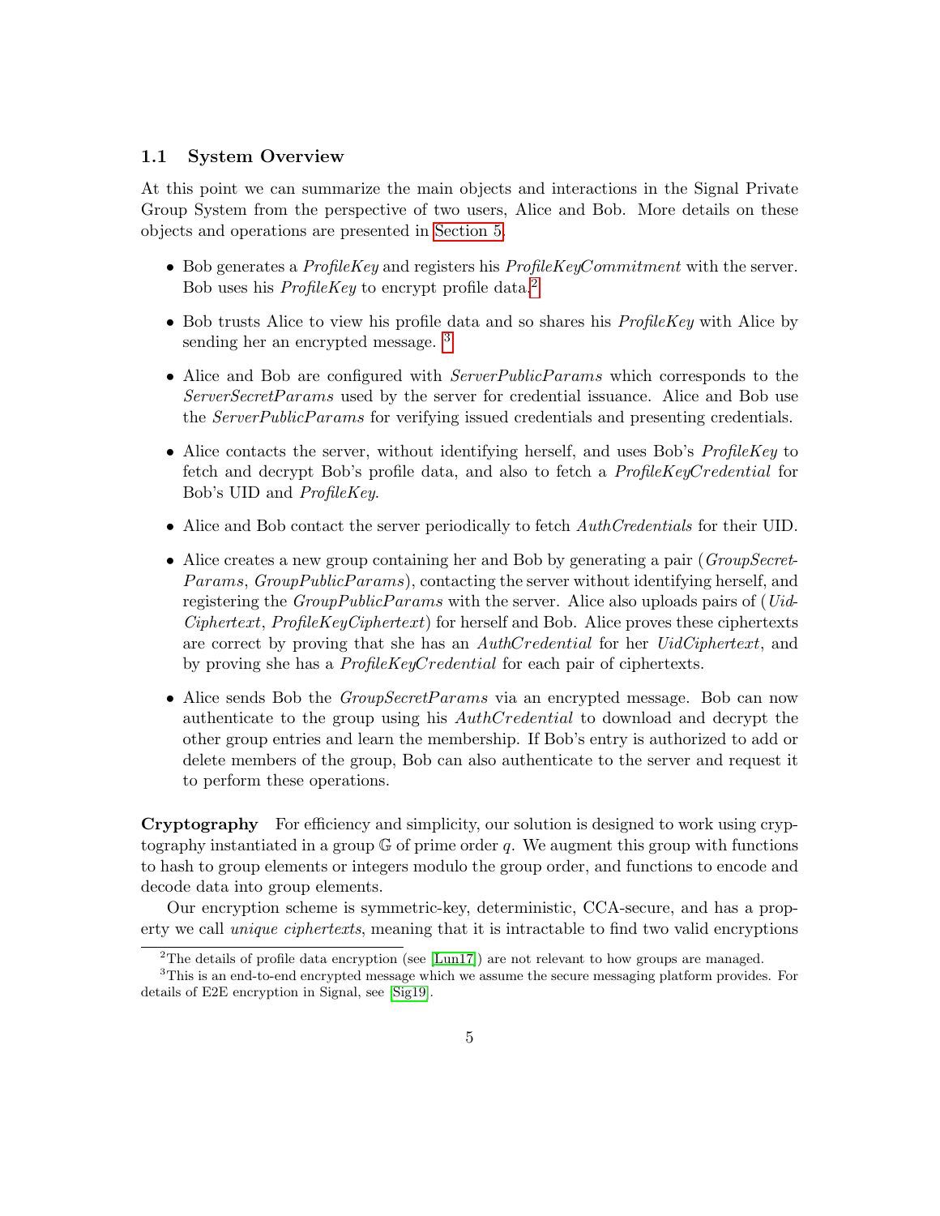### 1.1 System Overview

At this point we can summarize the main objects and interactions in the Signal Private Group System from the perspective of two users, Alice and Bob. More details on these objects and operations are presented in Section 5.

- Bob generates a *ProfileKey* and registers his *ProfileKeyCommitment* with the server. Bob uses his *ProfileKey* to encrypt profile data.[2]
- Bob trusts Alice to view his profile data and so shares his *ProfileKey* with Alice by sending her an encrypted message. [3]
- Alice and Bob are configured with *ServerPublicParams* which corresponds to the *ServerSecretParams* used by the server for credential issuance. Alice and Bob use the *ServerPublicParams* for verifying issued credentials and presenting credentials.
- Alice contacts the server, without identifying herself, and uses Bob's *ProfileKey* to fetch and decrypt Bob's profile data, and also to fetch a *ProfileKeyCredential* for Bob's UID and *ProfileKey*.
- Alice and Bob contact the server periodically to fetch *AuthCredentials* for their UID.
- Alice creates a new group containing her and Bob by generating a pair (*GroupSecretParams*, *GroupPublicParams*), contacting the server without identifying herself, and registering the *GroupPublicParams* with the server. Alice also uploads pairs of (*UidCiphertext*, *ProfileKeyCiphertext*) for herself and Bob. Alice proves these ciphertexts are correct by proving that she has an *AuthCredential* for her *UidCiphertext*, and by proving she has a *ProfileKeyCredential* for each pair of ciphertexts.
- Alice sends Bob the *GroupSecretParams* via an encrypted message. Bob can now authenticate to the group using his *AuthCredential* to download and decrypt the other group entries and learn the membership. If Bob's entry is authorized to add or delete members of the group, Bob can also authenticate to the server and request it to perform these operations.

**Cryptography** For efficiency and simplicity, our solution is designed to work using cryptography instantiated in a group $\mathbb{G}$ of prime order $q$. We augment this group with functions to hash to group elements or integers modulo the group order, and functions to encode and decode data into group elements.

Our encryption scheme is symmetric-key, deterministic, CCA-secure, and has a property we call *unique ciphertexts*, meaning that it is intractable to find two valid encryptions

[2] The details of profile data encryption (see [Lun17]) are not relevant to how groups are managed.

[3] This is an end-to-end encrypted message which we assume the secure messaging platform provides. For details of E2E encryption in Signal, see [Sig19].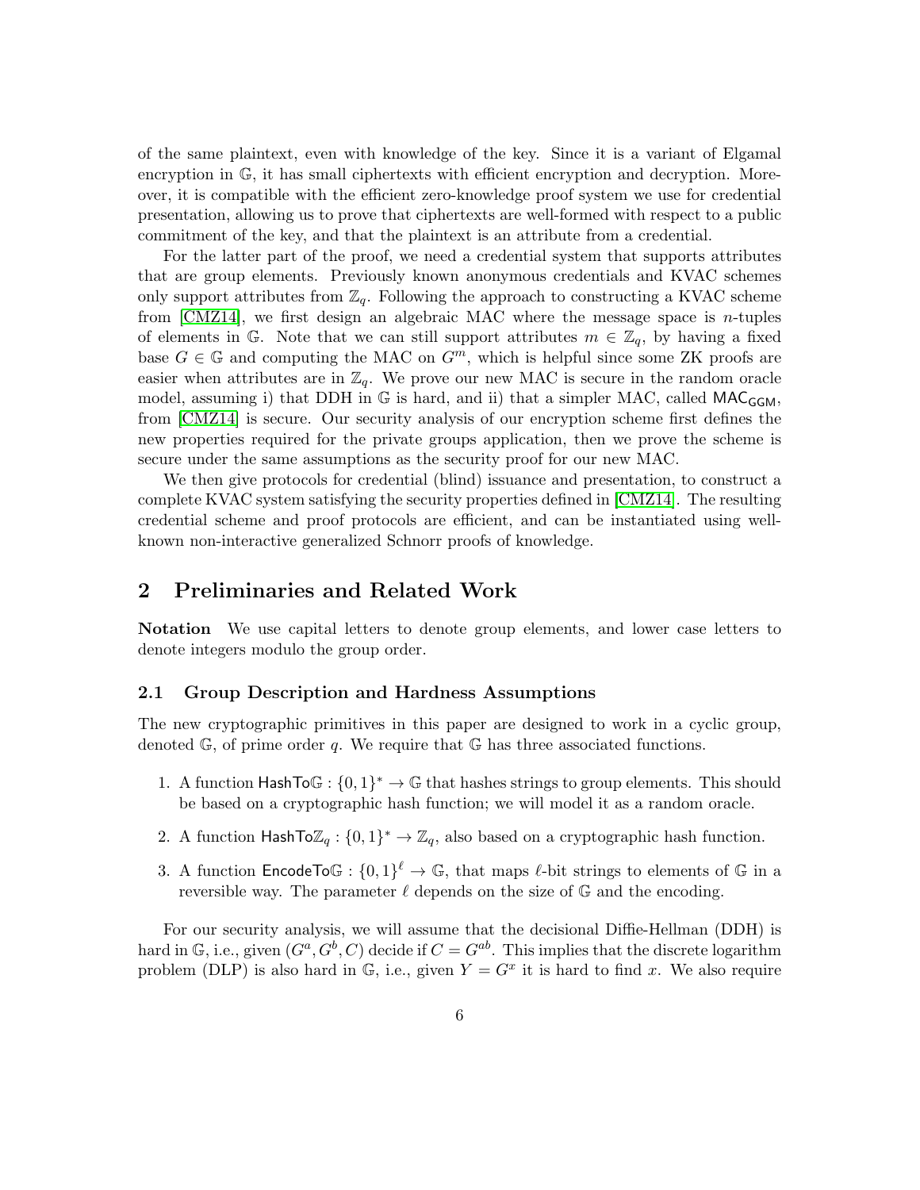of the same plaintext, even with knowledge of the key. Since it is a variant of Elgamal encryption in $\mathbb{G}$, it has small ciphertexts with efficient encryption and decryption. Moreover, it is compatible with the efficient zero-knowledge proof system we use for credential presentation, allowing us to prove that ciphertexts are well-formed with respect to a public commitment of the key, and that the plaintext is an attribute from a credential.

For the latter part of the proof, we need a credential system that supports attributes that are group elements. Previously known anonymous credentials and KVAC schemes only support attributes from $\mathbb{Z}_q$. Following the approach to constructing a KVAC scheme from [CMZ14], we first design an algebraic MAC where the message space is $n$-tuples of elements in $\mathbb{G}$. Note that we can still support attributes $m \in \mathbb{Z}_q$, by having a fixed base $G \in \mathbb{G}$ and computing the MAC on $G^m$, which is helpful since some ZK proofs are easier when attributes are in $\mathbb{Z}_q$. We prove our new MAC is secure in the random oracle model, assuming i) that DDH in $\mathbb{G}$ is hard, and ii) that a simpler MAC, called $\mathsf{MAC}_{\mathsf{GGM}}$, from [CMZ14] is secure. Our security analysis of our encryption scheme first defines the new properties required for the private groups application, then we prove the scheme is secure under the same assumptions as the security proof for our new MAC.

We then give protocols for credential (blind) issuance and presentation, to construct a complete KVAC system satisfying the security properties defined in [CMZ14]. The resulting credential scheme and proof protocols are efficient, and can be instantiated using well-known non-interactive generalized Schnorr proofs of knowledge.

## 2 Preliminaries and Related Work

**Notation** We use capital letters to denote group elements, and lower case letters to denote integers modulo the group order.

### 2.1 Group Description and Hardness Assumptions

The new cryptographic primitives in this paper are designed to work in a cyclic group, denoted $\mathbb{G}$, of prime order $q$. We require that $\mathbb{G}$ has three associated functions.

1. A function $\mathsf{HashTo}\mathbb{G} : \{0,1\}^* \to \mathbb{G}$ that hashes strings to group elements. This should be based on a cryptographic hash function; we will model it as a random oracle.
2. A function $\mathsf{HashTo}\mathbb{Z}_q : \{0,1\}^* \to \mathbb{Z}_q$, also based on a cryptographic hash function.
3. A function $\mathsf{EncodeTo}\mathbb{G} : \{0,1\}^\ell \to \mathbb{G}$, that maps $\ell$-bit strings to elements of $\mathbb{G}$ in a reversible way. The parameter $\ell$ depends on the size of $\mathbb{G}$ and the encoding.

For our security analysis, we will assume that the decisional Diffie-Hellman (DDH) is hard in $\mathbb{G}$, i.e., given $(G^a, G^b, C)$ decide if $C = G^{ab}$. This implies that the discrete logarithm problem (DLP) is also hard in $\mathbb{G}$, i.e., given $Y = G^x$ it is hard to find $x$. We also require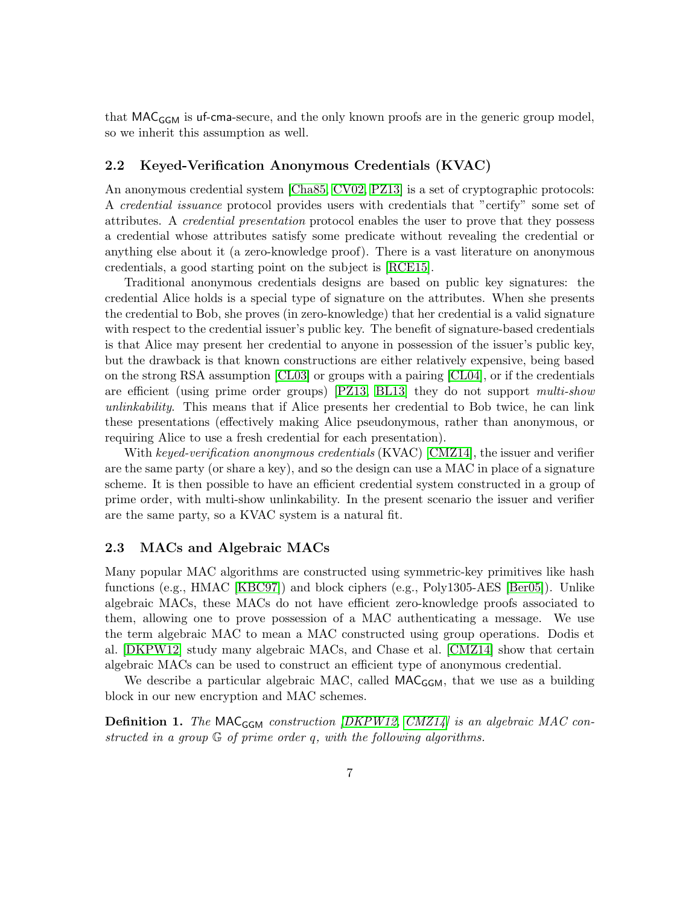that $\mathsf{MAC}_{\mathsf{GGM}}$ is uf-cma-secure, and the only known proofs are in the generic group model, so we inherit this assumption as well.

### 2.2 Keyed-Verification Anonymous Credentials (KVAC)

An anonymous credential system [Cha85, CV02, PZ13] is a set of cryptographic protocols: A *credential issuance* protocol provides users with credentials that "certify" some set of attributes. A *credential presentation* protocol enables the user to prove that they possess a credential whose attributes satisfy some predicate without revealing the credential or anything else about it (a zero-knowledge proof). There is a vast literature on anonymous credentials, a good starting point on the subject is [RCE15].

Traditional anonymous credentials designs are based on public key signatures: the credential Alice holds is a special type of signature on the attributes. When she presents the credential to Bob, she proves (in zero-knowledge) that her credential is a valid signature with respect to the credential issuer's public key. The benefit of signature-based credentials is that Alice may present her credential to anyone in possession of the issuer's public key, but the drawback is that known constructions are either relatively expensive, being based on the strong RSA assumption [CL03] or groups with a pairing [CL04], or if the credentials are efficient (using prime order groups) [PZ13, BL13] they do not support *multi-show unlinkability*. This means that if Alice presents her credential to Bob twice, he can link these presentations (effectively making Alice pseudonymous, rather than anonymous, or requiring Alice to use a fresh credential for each presentation).

With *keyed-verification anonymous credentials* (KVAC) [CMZ14], the issuer and verifier are the same party (or share a key), and so the design can use a MAC in place of a signature scheme. It is then possible to have an efficient credential system constructed in a group of prime order, with multi-show unlinkability. In the present scenario the issuer and verifier are the same party, so a KVAC system is a natural fit.

### 2.3 MACs and Algebraic MACs

Many popular MAC algorithms are constructed using symmetric-key primitives like hash functions (e.g., HMAC [KBC97]) and block ciphers (e.g., Poly1305-AES [Ber05]). Unlike algebraic MACs, these MACs do not have efficient zero-knowledge proofs associated to them, allowing one to prove possession of a MAC authenticating a message. We use the term algebraic MAC to mean a MAC constructed using group operations. Dodis et al. [DKPW12] study many algebraic MACs, and Chase et al. [CMZ14] show that certain algebraic MACs can be used to construct an efficient type of anonymous credential.

We describe a particular algebraic MAC, called $\mathsf{MAC}_{\mathsf{GGM}}$, that we use as a building block in our new encryption and MAC schemes.

**Definition 1.** *The $\mathsf{MAC}_{\mathsf{GGM}}$ construction [DKPW12, CMZ14] is an algebraic MAC constructed in a group $\mathbb{G}$ of prime order $q$, with the following algorithms.*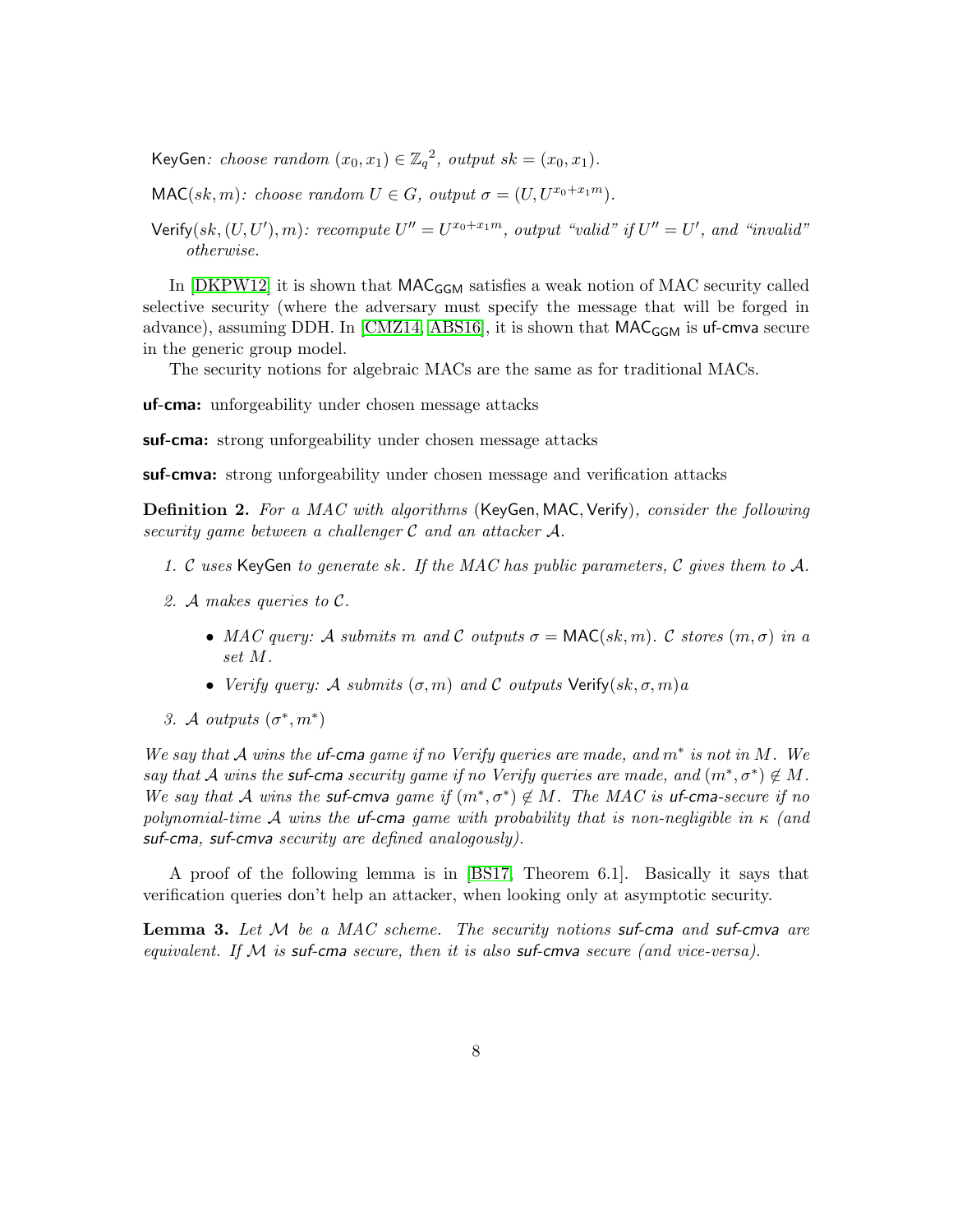KeyGen: *choose random* $(x_0, x_1) \in \mathbb{Z}_q{}^2$*, output* $sk = (x_0, x_1)$*.*

MAC$(sk, m)$*: choose random* $U \in G$*, output* $\sigma = (U, U^{x_0+x_1 m})$*.*

Verify$(sk, (U, U'), m)$*: recompute* $U'' = U^{x_0+x_1 m}$*, output "valid" if* $U'' = U'$*, and "invalid" otherwise.*

In [DKPW12] it is shown that $\mathsf{MAC}_{\mathsf{GGM}}$ satisfies a weak notion of MAC security called selective security (where the adversary must specify the message that will be forged in advance), assuming DDH. In [CMZ14, ABS16], it is shown that $\mathsf{MAC}_{\mathsf{GGM}}$ is uf-cmva secure in the generic group model.

The security notions for algebraic MACs are the same as for traditional MACs.

**uf-cma:** unforgeability under chosen message attacks

**suf-cma:** strong unforgeability under chosen message attacks

**suf-cmva:** strong unforgeability under chosen message and verification attacks

**Definition 2.** *For a MAC with algorithms* (KeyGen, MAC, Verify)*, consider the following security game between a challenger* $\mathcal{C}$ *and an attacker* $\mathcal{A}$*.*

1. $\mathcal{C}$ *uses* KeyGen *to generate* $sk$*. If the MAC has public parameters,* $\mathcal{C}$ *gives them to* $\mathcal{A}$*.*
2. $\mathcal{A}$ *makes queries to* $\mathcal{C}$*.*
   - *MAC query:* $\mathcal{A}$ *submits* $m$ *and* $\mathcal{C}$ *outputs* $\sigma = \mathsf{MAC}(sk, m)$*.* $\mathcal{C}$ *stores* $(m, \sigma)$ *in a set* $M$*.*
   - *Verify query:* $\mathcal{A}$ *submits* $(\sigma, m)$ *and* $\mathcal{C}$ *outputs* $\mathsf{Verify}(sk, \sigma, m)a$
3. $\mathcal{A}$ *outputs* $(\sigma^*, m^*)$

*We say that* $\mathcal{A}$ *wins the* uf-cma *game if no Verify queries are made, and* $m^*$ *is not in* $M$*. We say that* $\mathcal{A}$ *wins the* suf-cma *security game if no Verify queries are made, and* $(m^*, \sigma^*) \notin M$*. We say that* $\mathcal{A}$ *wins the* suf-cmva *game if* $(m^*, \sigma^*) \notin M$*. The MAC is* uf-cma*-secure if no polynomial-time* $\mathcal{A}$ *wins the* uf-cma *game with probability that is non-negligible in* $\kappa$ *(and* suf-cma*,* suf-cmva *security are defined analogously).*

A proof of the following lemma is in [BS17, Theorem 6.1]. Basically it says that verification queries don't help an attacker, when looking only at asymptotic security.

**Lemma 3.** *Let* $\mathcal{M}$ *be a MAC scheme. The security notions* suf-cma *and* suf-cmva *are equivalent. If* $\mathcal{M}$ *is* suf-cma *secure, then it is also* suf-cmva *secure (and vice-versa).*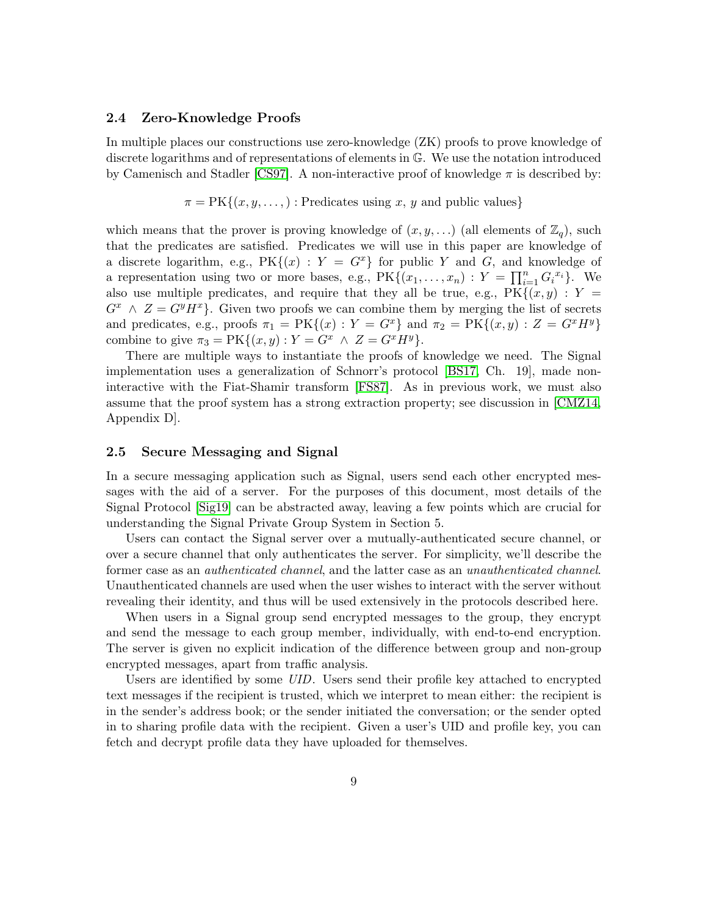## 2.4 Zero-Knowledge Proofs

In multiple places our constructions use zero-knowledge (ZK) proofs to prove knowledge of discrete logarithms and of representations of elements in $\mathbb{G}$. We use the notation introduced by Camenisch and Stadler [CS97]. A non-interactive proof of knowledge $\pi$ is described by:

$$\pi = \mathrm{PK}\{(x, y, \ldots, ) : \text{Predicates using } x,\, y \text{ and public values}\}$$

which means that the prover is proving knowledge of $(x, y, \ldots)$ (all elements of $\mathbb{Z}_q$), such that the predicates are satisfied. Predicates we will use in this paper are knowledge of a discrete logarithm, e.g., $\mathrm{PK}\{(x) : Y = G^x\}$ for public $Y$ and $G$, and knowledge of a representation using two or more bases, e.g., $\mathrm{PK}\{(x_1, \ldots, x_n) : Y = \prod_{i=1}^{n} G_i{}^{x_i}\}$. We also use multiple predicates, and require that they all be true, e.g., $\mathrm{PK}\{(x, y) : Y = G^x \wedge Z = G^y H^x\}$. Given two proofs we can combine them by merging the list of secrets and predicates, e.g., proofs $\pi_1 = \mathrm{PK}\{(x) : Y = G^x\}$ and $\pi_2 = \mathrm{PK}\{(x, y) : Z = G^x H^y\}$ combine to give $\pi_3 = \mathrm{PK}\{(x, y) : Y = G^x \wedge Z = G^x H^y\}$.

There are multiple ways to instantiate the proofs of knowledge we need. The Signal implementation uses a generalization of Schnorr's protocol [BS17, Ch. 19], made non-interactive with the Fiat-Shamir transform [FS87]. As in previous work, we must also assume that the proof system has a strong extraction property; see discussion in [CMZ14, Appendix D].

## 2.5 Secure Messaging and Signal

In a secure messaging application such as Signal, users send each other encrypted messages with the aid of a server. For the purposes of this document, most details of the Signal Protocol [Sig19] can be abstracted away, leaving a few points which are crucial for understanding the Signal Private Group System in Section 5.

Users can contact the Signal server over a mutually-authenticated secure channel, or over a secure channel that only authenticates the server. For simplicity, we'll describe the former case as an *authenticated channel*, and the latter case as an *unauthenticated channel*. Unauthenticated channels are used when the user wishes to interact with the server without revealing their identity, and thus will be used extensively in the protocols described here.

When users in a Signal group send encrypted messages to the group, they encrypt and send the message to each group member, individually, with end-to-end encryption. The server is given no explicit indication of the difference between group and non-group encrypted messages, apart from traffic analysis.

Users are identified by some *UID*. Users send their profile key attached to encrypted text messages if the recipient is trusted, which we interpret to mean either: the recipient is in the sender's address book; or the sender initiated the conversation; or the sender opted in to sharing profile data with the recipient. Given a user's UID and profile key, you can fetch and decrypt profile data they have uploaded for themselves.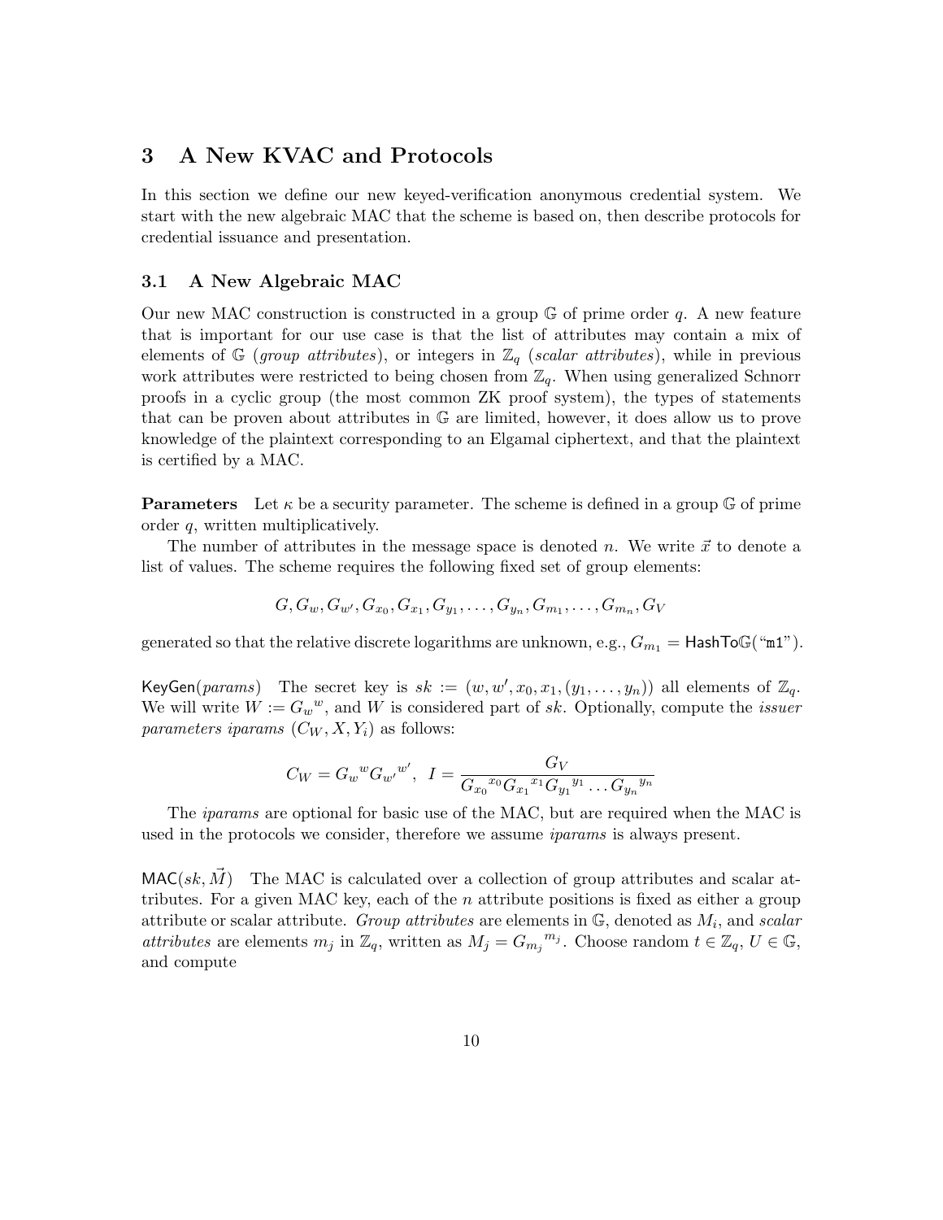# 3 A New KVAC and Protocols

In this section we define our new keyed-verification anonymous credential system. We start with the new algebraic MAC that the scheme is based on, then describe protocols for credential issuance and presentation.

## 3.1 A New Algebraic MAC

Our new MAC construction is constructed in a group $\mathbb{G}$ of prime order $q$. A new feature that is important for our use case is that the list of attributes may contain a mix of elements of $\mathbb{G}$ (*group attributes*), or integers in $\mathbb{Z}_q$ (*scalar attributes*), while in previous work attributes were restricted to being chosen from $\mathbb{Z}_q$. When using generalized Schnorr proofs in a cyclic group (the most common ZK proof system), the types of statements that can be proven about attributes in $\mathbb{G}$ are limited, however, it does allow us to prove knowledge of the plaintext corresponding to an Elgamal ciphertext, and that the plaintext is certified by a MAC.

**Parameters** Let $\kappa$ be a security parameter. The scheme is defined in a group $\mathbb{G}$ of prime order $q$, written multiplicatively.

The number of attributes in the message space is denoted $n$. We write $\vec{x}$ to denote a list of values. The scheme requires the following fixed set of group elements:

$$G, G_w, G_{w'}, G_{x_0}, G_{x_1}, G_{y_1}, \ldots, G_{y_n}, G_{m_1}, \ldots, G_{m_n}, G_V$$

generated so that the relative discrete logarithms are unknown, e.g., $G_{m_1} = \mathsf{HashTo}\mathbb{G}(\text{“}\mathtt{m1}\text{”})$.

$\mathsf{KeyGen}(params)$ The secret key is $sk := (w, w', x_0, x_1, (y_1, \ldots, y_n))$ all elements of $\mathbb{Z}_q$. We will write $W := {G_w}^w$, and $W$ is considered part of $sk$. Optionally, compute the *issuer parameters iparams* $(C_W, X, Y_i)$ as follows:

$$C_W = {G_w}^w {G_{w'}}^{w'}, \;\; I = \frac{G_V}{{G_{x_0}}^{x_0} {G_{x_1}}^{x_1} {G_{y_1}}^{y_1} \ldots {G_{y_n}}^{y_n}}$$

The *iparams* are optional for basic use of the MAC, but are required when the MAC is used in the protocols we consider, therefore we assume *iparams* is always present.

$\mathsf{MAC}(sk, \vec{M})$ The MAC is calculated over a collection of group attributes and scalar attributes. For a given MAC key, each of the $n$ attribute positions is fixed as either a group attribute or scalar attribute. *Group attributes* are elements in $\mathbb{G}$, denoted as $M_i$, and *scalar attributes* are elements $m_j$ in $\mathbb{Z}_q$, written as $M_j = {G_{m_j}}^{m_j}$. Choose random $t \in \mathbb{Z}_q$, $U \in \mathbb{G}$, and compute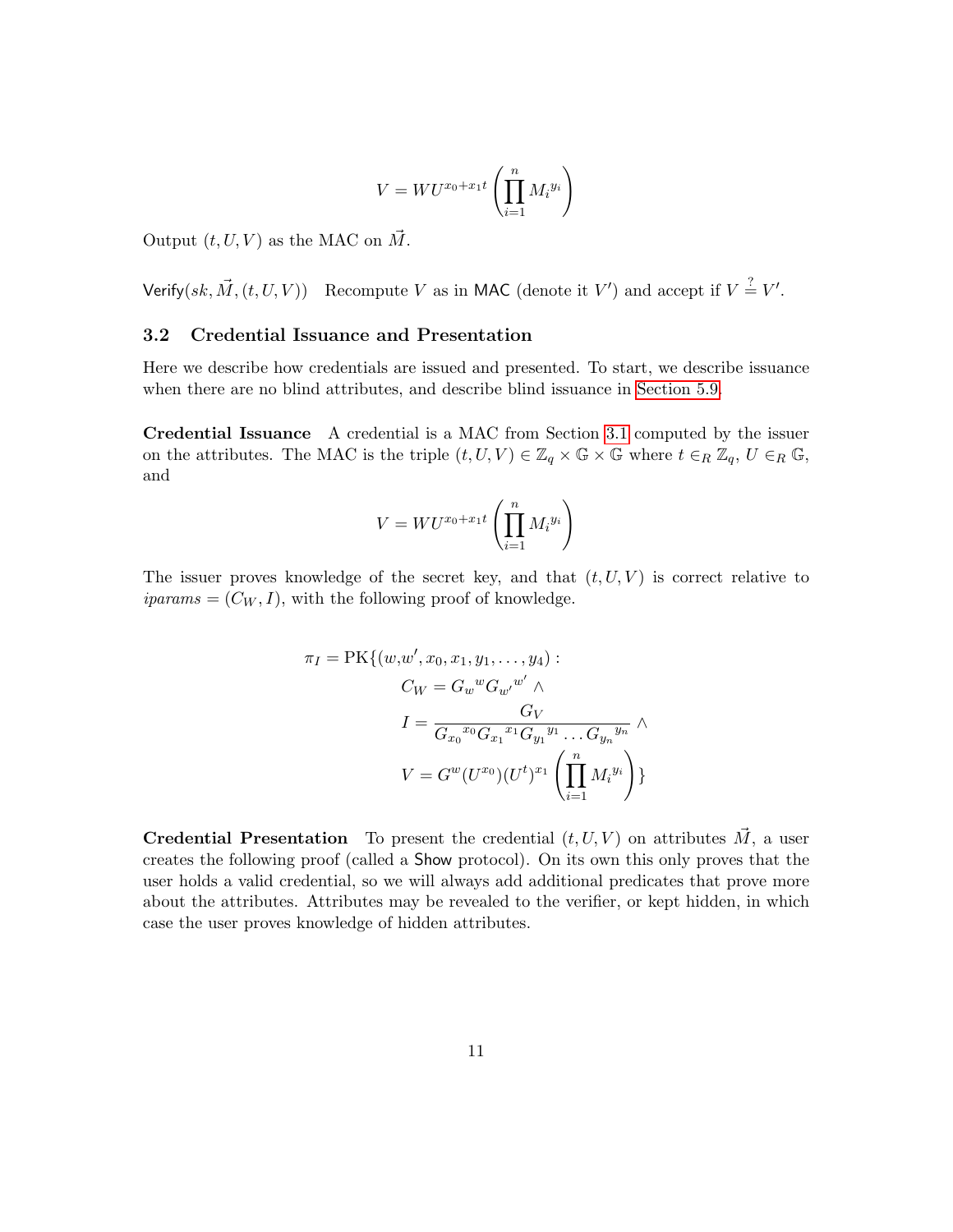$$V = WU^{x_0+x_1 t}\left(\prod_{i=1}^{n} M_i{}^{y_i}\right)$$

Output $(t, U, V)$ as the MAC on $\vec{M}$.

$\mathsf{Verify}(sk, \vec{M}, (t, U, V))$ Recompute $V$ as in $\mathsf{MAC}$ (denote it $V'$) and accept if $V \stackrel{?}{=} V'$.

### 3.2 Credential Issuance and Presentation

Here we describe how credentials are issued and presented. To start, we describe issuance when there are no blind attributes, and describe blind issuance in Section 5.9.

**Credential Issuance** A credential is a MAC from Section 3.1 computed by the issuer on the attributes. The MAC is the triple $(t, U, V) \in \mathbb{Z}_q \times \mathbb{G} \times \mathbb{G}$ where $t \in_R \mathbb{Z}_q$, $U \in_R \mathbb{G}$, and

$$V = WU^{x_0+x_1 t}\left(\prod_{i=1}^{n} M_i{}^{y_i}\right)$$

The issuer proves knowledge of the secret key, and that $(t, U, V)$ is correct relative to *iparams* $= (C_W, I)$, with the following proof of knowledge.

$$\begin{aligned}
\pi_I = \mathrm{PK}\{(w, w', x_0, x_1, y_1, \ldots, y_4) :& \\
& C_W = G_w{}^w G_{w'}{}^{w'} \wedge \\
& I = \frac{G_V}{G_{x_0}{}^{x_0} G_{x_1}{}^{x_1} G_{y_1}{}^{y_1} \ldots G_{y_n}{}^{y_n}} \wedge \\
& V = G^w (U^{x_0})(U^t)^{x_1}\left(\prod_{i=1}^{n} M_i{}^{y_i}\right)\}
\end{aligned}$$

**Credential Presentation** To present the credential $(t, U, V)$ on attributes $\vec{M}$, a user creates the following proof (called a $\mathsf{Show}$ protocol). On its own this only proves that the user holds a valid credential, so we will always add additional predicates that prove more about the attributes. Attributes may be revealed to the verifier, or kept hidden, in which case the user proves knowledge of hidden attributes.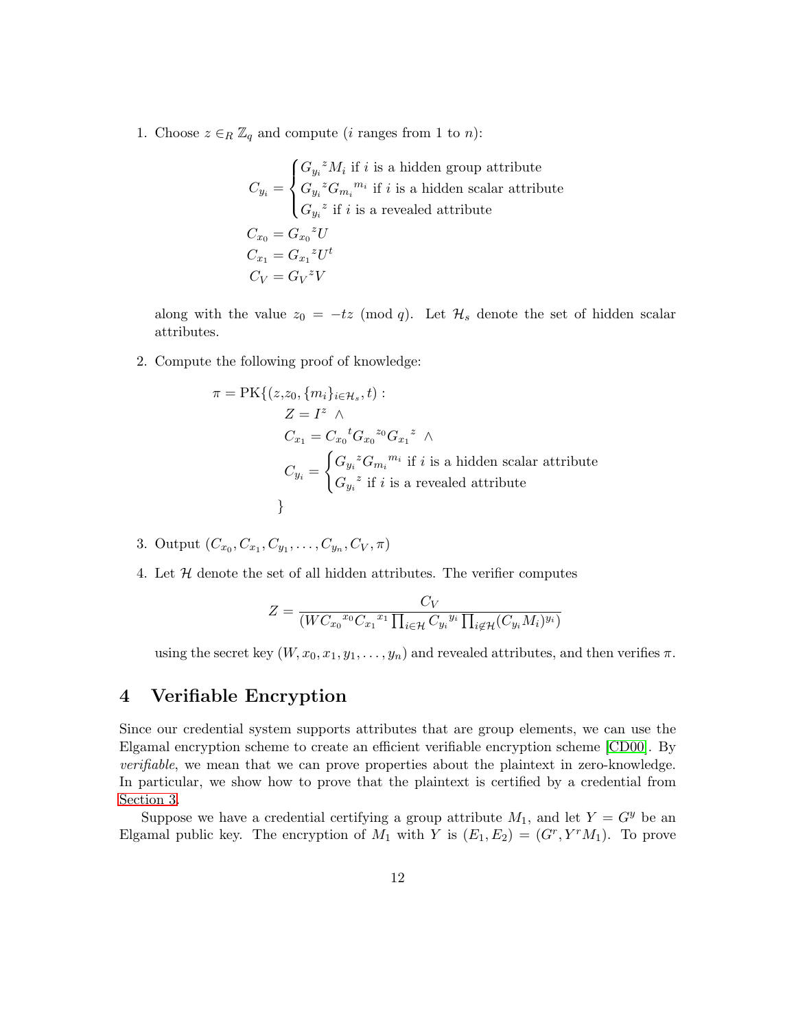1. Choose $z \in_R \mathbb{Z}_q$ and compute ($i$ ranges from 1 to $n$):

$$C_{y_i} = \begin{cases} {G_{y_i}}^z M_i \text{ if } i \text{ is a hidden group attribute} \\ {G_{y_i}}^z {G_{m_i}}^{m_i} \text{ if } i \text{ is a hidden scalar attribute} \\ {G_{y_i}}^z \text{ if } i \text{ is a revealed attribute} \end{cases}$$

$$C_{x_0} = {G_{x_0}}^z U$$

$$C_{x_1} = {G_{x_1}}^z U^t$$

$$C_V = {G_V}^z V$$

   along with the value $z_0 = -tz \pmod q$. Let $\mathcal{H}_s$ denote the set of hidden scalar attributes.

2. Compute the following proof of knowledge:

$$\begin{aligned} \pi = \text{PK}\{(z, z_0, \{m_i\}_{i \in \mathcal{H}_s}, t) : \\ & Z = I^z \ \wedge \\ & C_{x_1} = {C_{x_0}}^t {G_{x_0}}^{z_0} {G_{x_1}}^z \ \wedge \\ & C_{y_i} = \begin{cases} {G_{y_i}}^z {G_{m_i}}^{m_i} \text{ if } i \text{ is a hidden scalar attribute} \\ {G_{y_i}}^z \text{ if } i \text{ is a revealed attribute} \end{cases} \\ & \} \end{aligned}$$

3. Output $(C_{x_0}, C_{x_1}, C_{y_1}, \ldots, C_{y_n}, C_V, \pi)$

4. Let $\mathcal{H}$ denote the set of all hidden attributes. The verifier computes

$$Z = \frac{C_V}{(W {C_{x_0}}^{x_0} {C_{x_1}}^{x_1} \prod_{i \in \mathcal{H}} {C_{y_i}}^{y_i} \prod_{i \notin \mathcal{H}} (C_{y_i} M_i)^{y_i})}$$

   using the secret key $(W, x_0, x_1, y_1, \ldots, y_n)$ and revealed attributes, and then verifies $\pi$.

# 4 Verifiable Encryption

Since our credential system supports attributes that are group elements, we can use the Elgamal encryption scheme to create an efficient verifiable encryption scheme [CD00]. By *verifiable*, we mean that we can prove properties about the plaintext in zero-knowledge. In particular, we show how to prove that the plaintext is certified by a credential from Section 3.

Suppose we have a credential certifying a group attribute $M_1$, and let $Y = G^y$ be an Elgamal public key. The encryption of $M_1$ with $Y$ is $(E_1, E_2) = (G^r, Y^r M_1)$. To prove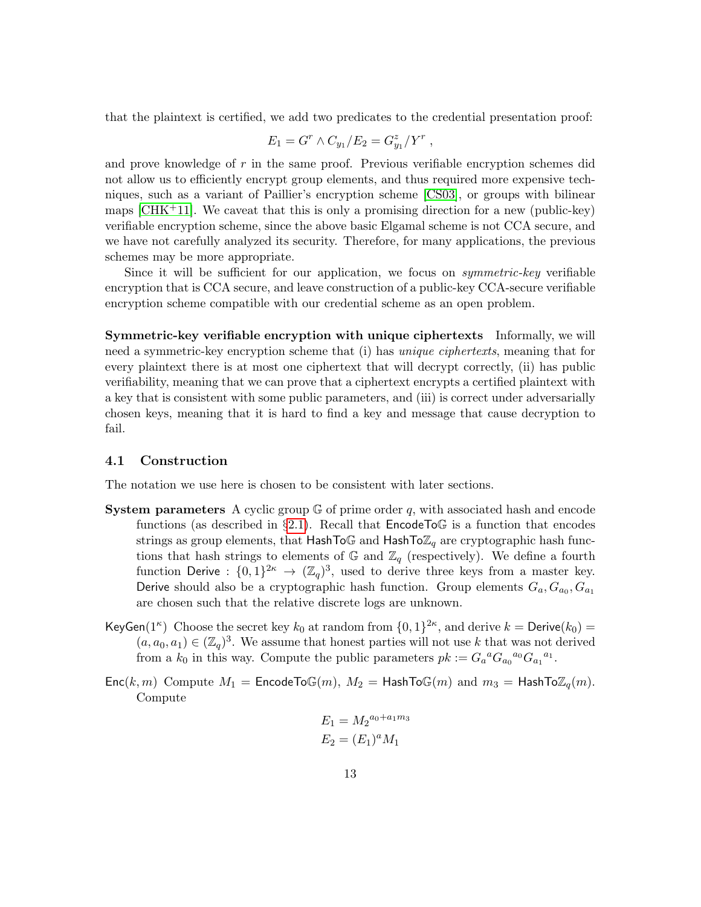that the plaintext is certified, we add two predicates to the credential presentation proof:

$$E_1 = G^r \wedge C_{y_1}/E_2 = G_{y_1}^z / Y^r \ ,$$

and prove knowledge of $r$ in the same proof. Previous verifiable encryption schemes did not allow us to efficiently encrypt group elements, and thus required more expensive techniques, such as a variant of Paillier's encryption scheme [CS03], or groups with bilinear maps [CHK+11]. We caveat that this is only a promising direction for a new (public-key) verifiable encryption scheme, since the above basic Elgamal scheme is not CCA secure, and we have not carefully analyzed its security. Therefore, for many applications, the previous schemes may be more appropriate.

Since it will be sufficient for our application, we focus on *symmetric-key* verifiable encryption that is CCA secure, and leave construction of a public-key CCA-secure verifiable encryption scheme compatible with our credential scheme as an open problem.

**Symmetric-key verifiable encryption with unique ciphertexts** Informally, we will need a symmetric-key encryption scheme that (i) has *unique ciphertexts*, meaning that for every plaintext there is at most one ciphertext that will decrypt correctly, (ii) has public verifiability, meaning that we can prove that a ciphertext encrypts a certified plaintext with a key that is consistent with some public parameters, and (iii) is correct under adversarially chosen keys, meaning that it is hard to find a key and message that cause decryption to fail.

### 4.1 Construction

The notation we use here is chosen to be consistent with later sections.

**System parameters** A cyclic group $\mathbb{G}$ of prime order $q$, with associated hash and encode functions (as described in §2.1). Recall that $\mathsf{EncodeTo}\mathbb{G}$ is a function that encodes strings as group elements, that $\mathsf{HashTo}\mathbb{G}$ and $\mathsf{HashTo}\mathbb{Z}_q$ are cryptographic hash functions that hash strings to elements of $\mathbb{G}$ and $\mathbb{Z}_q$ (respectively). We define a fourth function $\mathsf{Derive} : \{0,1\}^{2\kappa} \rightarrow (\mathbb{Z}_q)^3$, used to derive three keys from a master key. $\mathsf{Derive}$ should also be a cryptographic hash function. Group elements $G_a, G_{a_0}, G_{a_1}$ are chosen such that the relative discrete logs are unknown.

$\mathsf{KeyGen}(1^\kappa)$ Choose the secret key $k_0$ at random from $\{0,1\}^{2\kappa}$, and derive $k = \mathsf{Derive}(k_0) = (a, a_0, a_1) \in (\mathbb{Z}_q)^3$. We assume that honest parties will not use $k$ that was not derived from a $k_0$ in this way. Compute the public parameters $pk := {G_a}^a {G_{a_0}}^{a_0} {G_{a_1}}^{a_1}$.

$\mathsf{Enc}(k, m)$ Compute $M_1 = \mathsf{EncodeTo}\mathbb{G}(m)$, $M_2 = \mathsf{HashTo}\mathbb{G}(m)$ and $m_3 = \mathsf{HashTo}\mathbb{Z}_q(m)$. Compute

$$E_1 = {M_2}^{a_0 + a_1 m_3}$$
$$E_2 = (E_1)^a M_1$$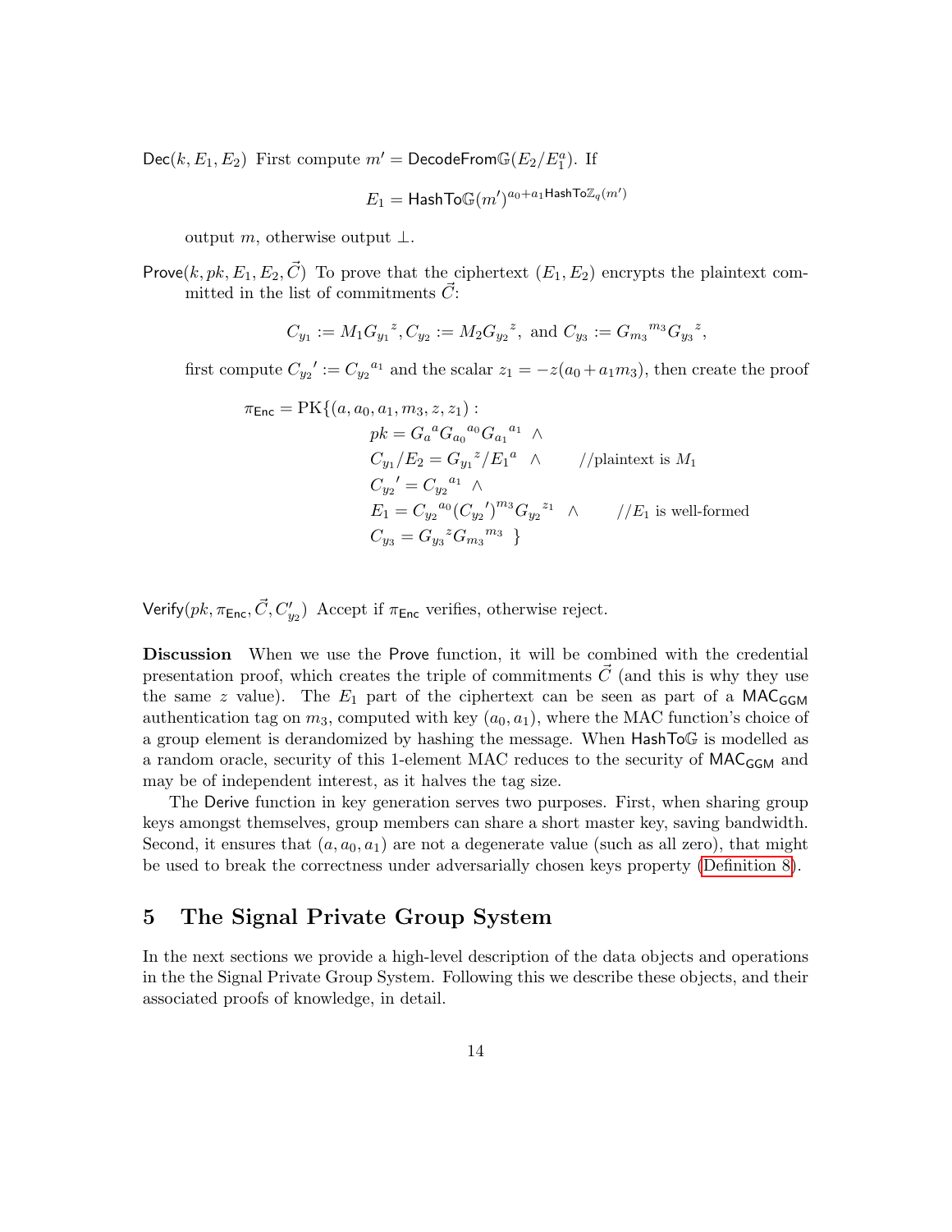$\mathsf{Dec}(k, E_1, E_2)$ First compute $m' = \mathsf{DecodeFrom}\mathbb{G}(E_2/E_1^a)$. If

$$E_1 = \mathsf{HashTo}\mathbb{G}(m')^{a_0 + a_1 \mathsf{HashTo}\mathbb{Z}_q(m')}$$

output $m$, otherwise output $\perp$.

$\mathsf{Prove}(k, pk, E_1, E_2, \vec{C})$ To prove that the ciphertext $(E_1, E_2)$ encrypts the plaintext committed in the list of commitments $\vec{C}$:

$$C_{y_1} := M_1 {G_{y_1}}^z, C_{y_2} := M_2 {G_{y_2}}^z, \text{ and } C_{y_3} := {G_{m_3}}^{m_3} {G_{y_3}}^z,$$

first compute ${C_{y_2}}' := {C_{y_2}}^{a_1}$ and the scalar $z_1 = -z(a_0 + a_1 m_3)$, then create the proof

$$
\begin{aligned}
\pi_{\mathsf{Enc}} = \mathrm{PK}\{(a, a_0, a_1, m_3, z, z_1) :& \\
& pk = {G_a}^a {G_{a_0}}^{a_0} {G_{a_1}}^{a_1} \ \wedge \\
& C_{y_1}/E_2 = {G_{y_1}}^z / {E_1}^a \ \wedge \qquad // \text{plaintext is } M_1 \\
& {C_{y_2}}' = {C_{y_2}}^{a_1} \ \wedge \\
& E_1 = {C_{y_2}}^{a_0} ({C_{y_2}}')^{m_3} {G_{y_2}}^{z_1} \ \wedge \qquad // E_1 \text{ is well-formed} \\
& C_{y_3} = {G_{y_3}}^z {G_{m_3}}^{m_3} \ \}
\end{aligned}
$$

$\mathsf{Verify}(pk, \pi_{\mathsf{Enc}}, \vec{C}, C'_{y_2})$ Accept if $\pi_{\mathsf{Enc}}$ verifies, otherwise reject.

**Discussion** When we use the $\mathsf{Prove}$ function, it will be combined with the credential presentation proof, which creates the triple of commitments $\vec{C}$ (and this is why they use the same $z$ value). The $E_1$ part of the ciphertext can be seen as part of a $\mathsf{MAC}_{\mathsf{GGM}}$ authentication tag on $m_3$, computed with key $(a_0, a_1)$, where the MAC function's choice of a group element is derandomized by hashing the message. When $\mathsf{HashTo}\mathbb{G}$ is modelled as a random oracle, security of this 1-element MAC reduces to the security of $\mathsf{MAC}_{\mathsf{GGM}}$ and may be of independent interest, as it halves the tag size.

The $\mathsf{Derive}$ function in key generation serves two purposes. First, when sharing group keys amongst themselves, group members can share a short master key, saving bandwidth. Second, it ensures that $(a, a_0, a_1)$ are not a degenerate value (such as all zero), that might be used to break the correctness under adversarially chosen keys property (Definition 8).

## 5 The Signal Private Group System

In the next sections we provide a high-level description of the data objects and operations in the the Signal Private Group System. Following this we describe these objects, and their associated proofs of knowledge, in detail.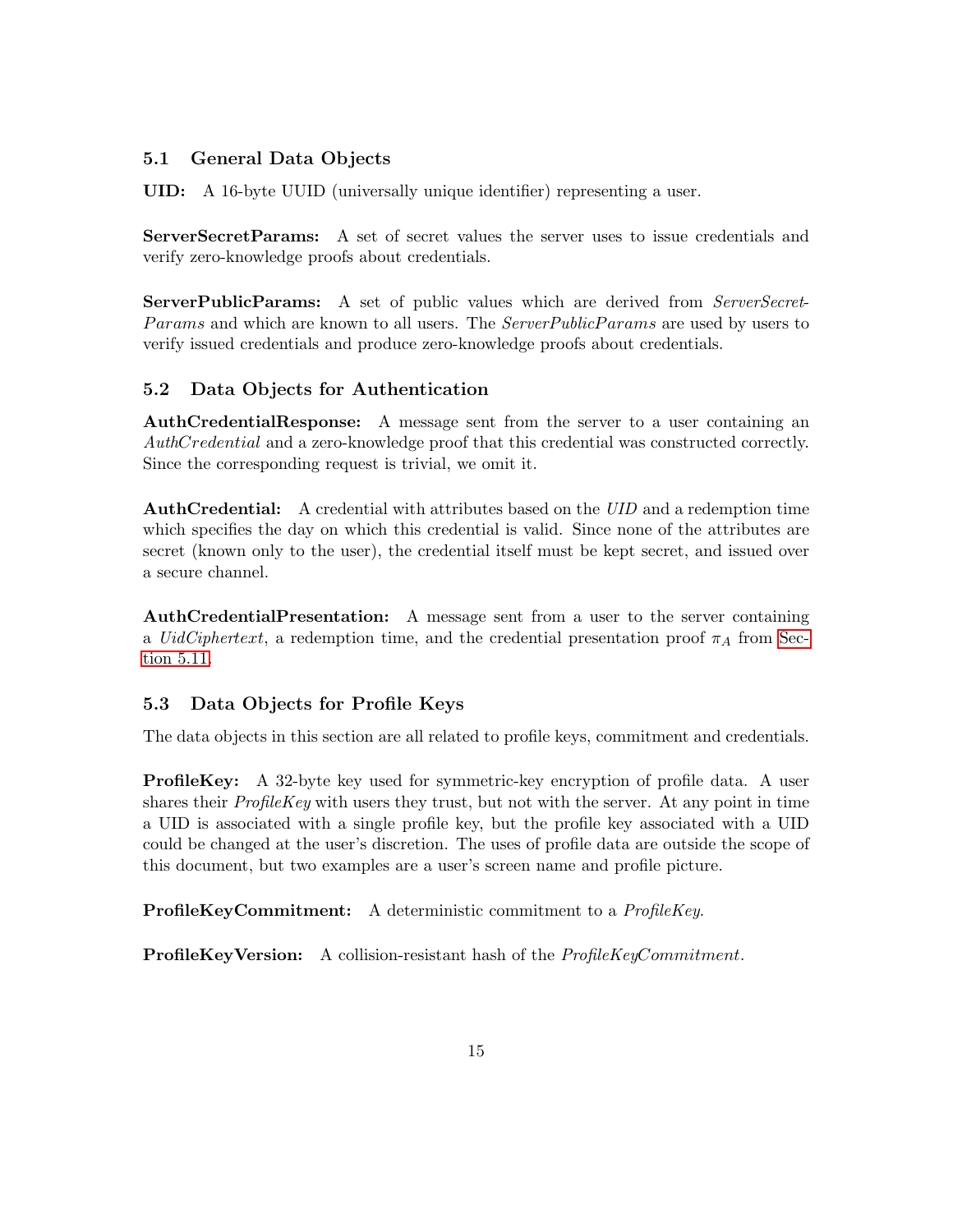### 5.1 General Data Objects

**UID:** A 16-byte UUID (universally unique identifier) representing a user.

**ServerSecretParams:** A set of secret values the server uses to issue credentials and verify zero-knowledge proofs about credentials.

**ServerPublicParams:** A set of public values which are derived from *ServerSecretParams* and which are known to all users. The *ServerPublicParams* are used by users to verify issued credentials and produce zero-knowledge proofs about credentials.

### 5.2 Data Objects for Authentication

**AuthCredentialResponse:** A message sent from the server to a user containing an *AuthCredential* and a zero-knowledge proof that this credential was constructed correctly. Since the corresponding request is trivial, we omit it.

**AuthCredential:** A credential with attributes based on the *UID* and a redemption time which specifies the day on which this credential is valid. Since none of the attributes are secret (known only to the user), the credential itself must be kept secret, and issued over a secure channel.

**AuthCredentialPresentation:** A message sent from a user to the server containing a *UidCiphertext*, a redemption time, and the credential presentation proof $\pi_A$ from Section 5.11.

### 5.3 Data Objects for Profile Keys

The data objects in this section are all related to profile keys, commitment and credentials.

**ProfileKey:** A 32-byte key used for symmetric-key encryption of profile data. A user shares their *ProfileKey* with users they trust, but not with the server. At any point in time a UID is associated with a single profile key, but the profile key associated with a UID could be changed at the user's discretion. The uses of profile data are outside the scope of this document, but two examples are a user's screen name and profile picture.

**ProfileKeyCommitment:** A deterministic commitment to a *ProfileKey*.

**ProfileKeyVersion:** A collision-resistant hash of the *ProfileKeyCommitment*.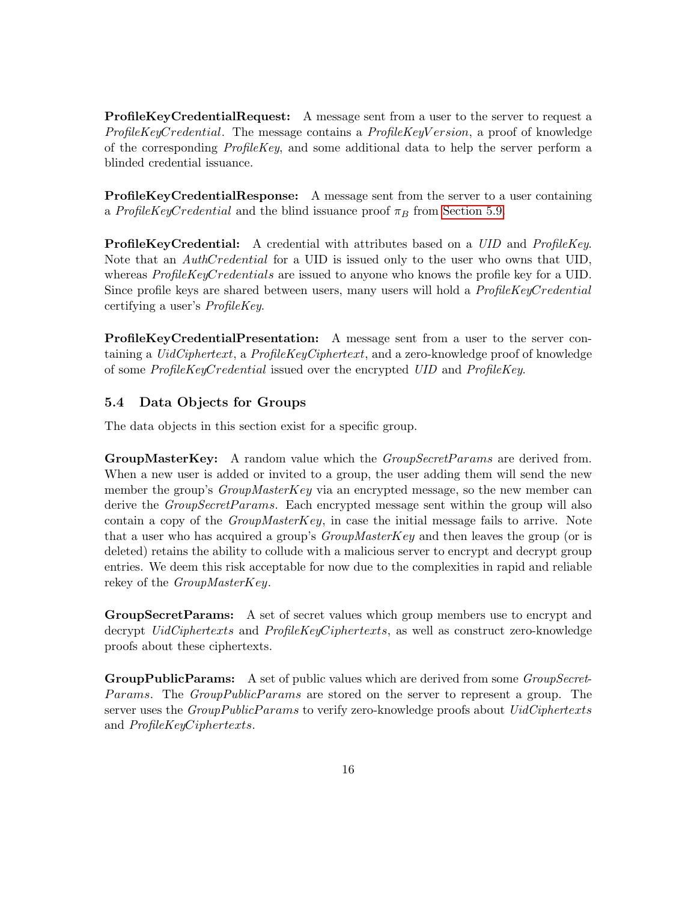**ProfileKeyCredentialRequest:** A message sent from a user to the server to request a *ProfileKeyCredential*. The message contains a *ProfileKeyVersion*, a proof of knowledge of the corresponding *ProfileKey*, and some additional data to help the server perform a blinded credential issuance.

**ProfileKeyCredentialResponse:** A message sent from the server to a user containing a *ProfileKeyCredential* and the blind issuance proof $\pi_B$ from Section 5.9.

**ProfileKeyCredential:** A credential with attributes based on a *UID* and *ProfileKey*. Note that an *AuthCredential* for a UID is issued only to the user who owns that UID, whereas *ProfileKeyCredentials* are issued to anyone who knows the profile key for a UID. Since profile keys are shared between users, many users will hold a *ProfileKeyCredential* certifying a user's *ProfileKey*.

**ProfileKeyCredentialPresentation:** A message sent from a user to the server containing a *UidCiphertext*, a *ProfileKeyCiphertext*, and a zero-knowledge proof of knowledge of some *ProfileKeyCredential* issued over the encrypted *UID* and *ProfileKey*.

### 5.4 Data Objects for Groups

The data objects in this section exist for a specific group.

**GroupMasterKey:** A random value which the *GroupSecretParams* are derived from. When a new user is added or invited to a group, the user adding them will send the new member the group's *GroupMasterKey* via an encrypted message, so the new member can derive the *GroupSecretParams*. Each encrypted message sent within the group will also contain a copy of the *GroupMasterKey*, in case the initial message fails to arrive. Note that a user who has acquired a group's *GroupMasterKey* and then leaves the group (or is deleted) retains the ability to collude with a malicious server to encrypt and decrypt group entries. We deem this risk acceptable for now due to the complexities in rapid and reliable rekey of the *GroupMasterKey*.

**GroupSecretParams:** A set of secret values which group members use to encrypt and decrypt *UidCiphertexts* and *ProfileKeyCiphertexts*, as well as construct zero-knowledge proofs about these ciphertexts.

**GroupPublicParams:** A set of public values which are derived from some *GroupSecretParams*. The *GroupPublicParams* are stored on the server to represent a group. The server uses the *GroupPublicParams* to verify zero-knowledge proofs about *UidCiphertexts* and *ProfileKeyCiphertexts*.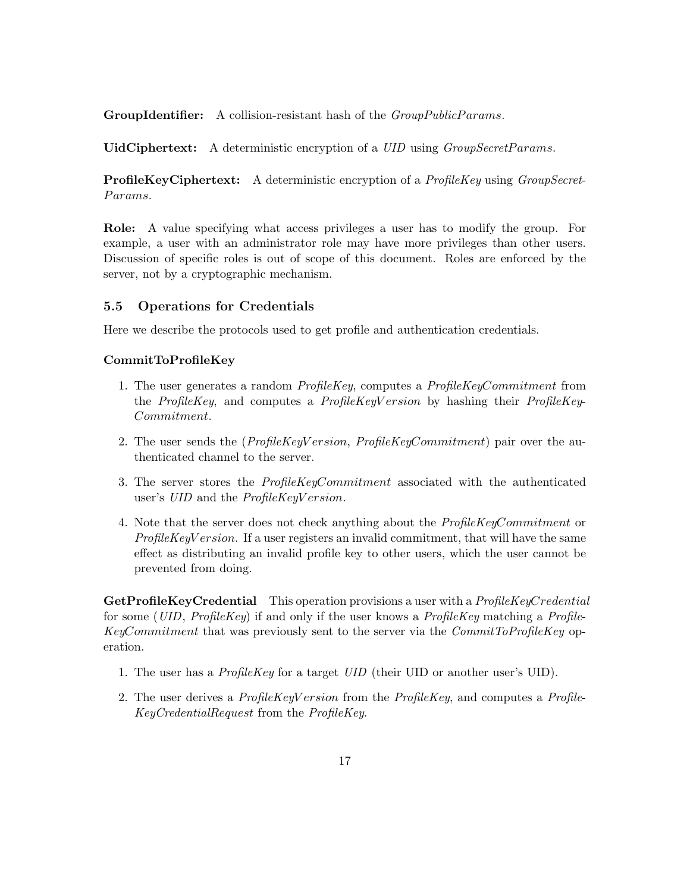**GroupIdentifier:** A collision-resistant hash of the *GroupPublicParams*.

**UidCiphertext:** A deterministic encryption of a *UID* using *GroupSecretParams*.

**ProfileKeyCiphertext:** A deterministic encryption of a *ProfileKey* using *GroupSecretParams*.

**Role:** A value specifying what access privileges a user has to modify the group. For example, a user with an administrator role may have more privileges than other users. Discussion of specific roles is out of scope of this document. Roles are enforced by the server, not by a cryptographic mechanism.

### 5.5 Operations for Credentials

Here we describe the protocols used to get profile and authentication credentials.

#### CommitToProfileKey

1. The user generates a random *ProfileKey*, computes a *ProfileKeyCommitment* from the *ProfileKey*, and computes a *ProfileKeyVersion* by hashing their *ProfileKeyCommitment*.
2. The user sends the (*ProfileKeyVersion*, *ProfileKeyCommitment*) pair over the authenticated channel to the server.
3. The server stores the *ProfileKeyCommitment* associated with the authenticated user's *UID* and the *ProfileKeyVersion*.
4. Note that the server does not check anything about the *ProfileKeyCommitment* or *ProfileKeyVersion*. If a user registers an invalid commitment, that will have the same effect as distributing an invalid profile key to other users, which the user cannot be prevented from doing.

**GetProfileKeyCredential** This operation provisions a user with a *ProfileKeyCredential* for some (*UID*, *ProfileKey*) if and only if the user knows a *ProfileKey* matching a *ProfileKeyCommitment* that was previously sent to the server via the *CommitToProfileKey* operation.

1. The user has a *ProfileKey* for a target *UID* (their UID or another user's UID).
2. The user derives a *ProfileKeyVersion* from the *ProfileKey*, and computes a *ProfileKeyCredentialRequest* from the *ProfileKey*.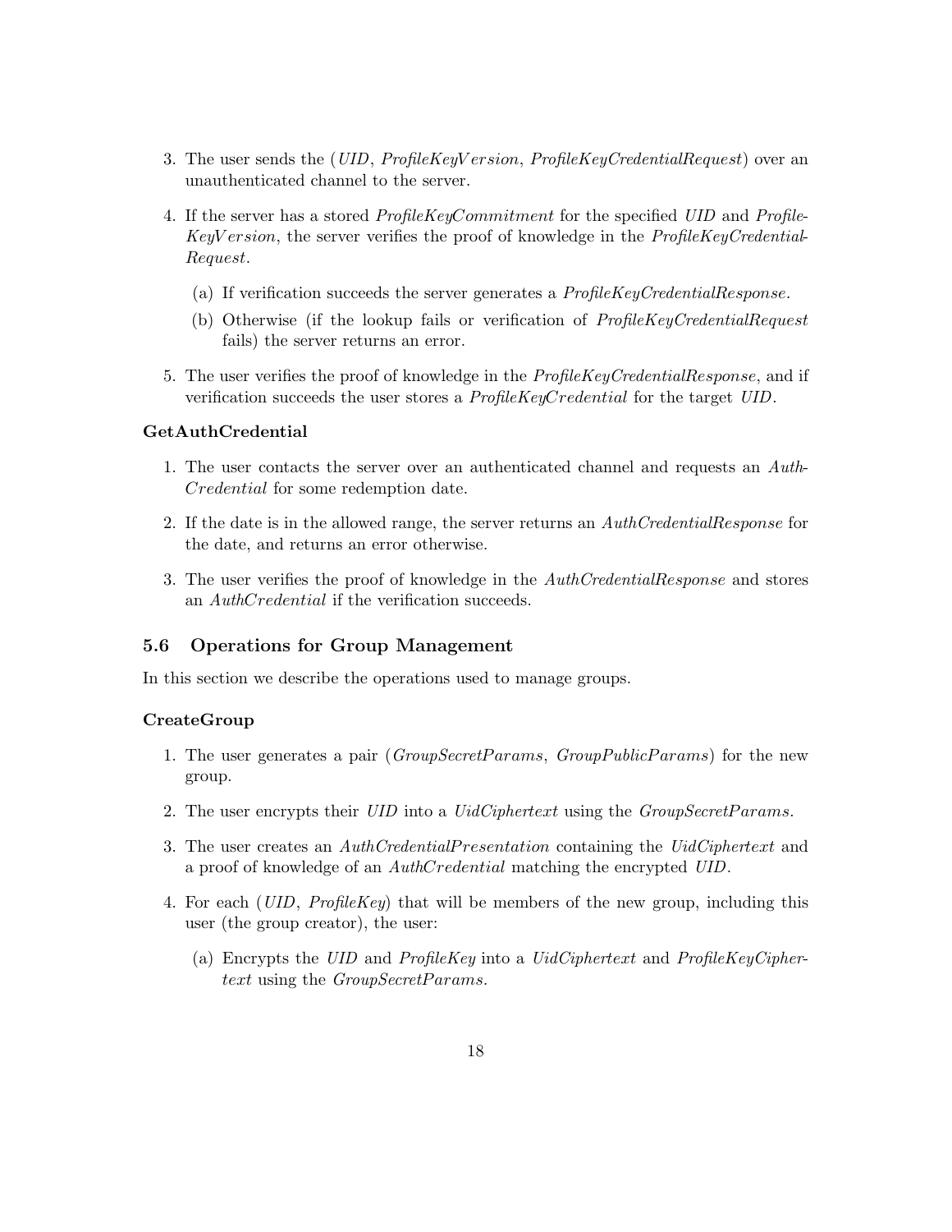3. The user sends the (*UID*, *ProfileKeyVersion*, *ProfileKeyCredentialRequest*) over an unauthenticated channel to the server.

4. If the server has a stored *ProfileKeyCommitment* for the specified *UID* and *ProfileKeyVersion*, the server verifies the proof of knowledge in the *ProfileKeyCredentialRequest*.

   (a) If verification succeeds the server generates a *ProfileKeyCredentialResponse*.

   (b) Otherwise (if the lookup fails or verification of *ProfileKeyCredentialRequest* fails) the server returns an error.

5. The user verifies the proof of knowledge in the *ProfileKeyCredentialResponse*, and if verification succeeds the user stores a *ProfileKeyCredential* for the target *UID*.

**GetAuthCredential**

1. The user contacts the server over an authenticated channel and requests an *AuthCredential* for some redemption date.

2. If the date is in the allowed range, the server returns an *AuthCredentialResponse* for the date, and returns an error otherwise.

3. The user verifies the proof of knowledge in the *AuthCredentialResponse* and stores an *AuthCredential* if the verification succeeds.

### 5.6 Operations for Group Management

In this section we describe the operations used to manage groups.

**CreateGroup**

1. The user generates a pair (*GroupSecretParams*, *GroupPublicParams*) for the new group.

2. The user encrypts their *UID* into a *UidCiphertext* using the *GroupSecretParams*.

3. The user creates an *AuthCredentialPresentation* containing the *UidCiphertext* and a proof of knowledge of an *AuthCredential* matching the encrypted *UID*.

4. For each (*UID*, *ProfileKey*) that will be members of the new group, including this user (the group creator), the user:

   (a) Encrypts the *UID* and *ProfileKey* into a *UidCiphertext* and *ProfileKeyCiphertext* using the *GroupSecretParams*.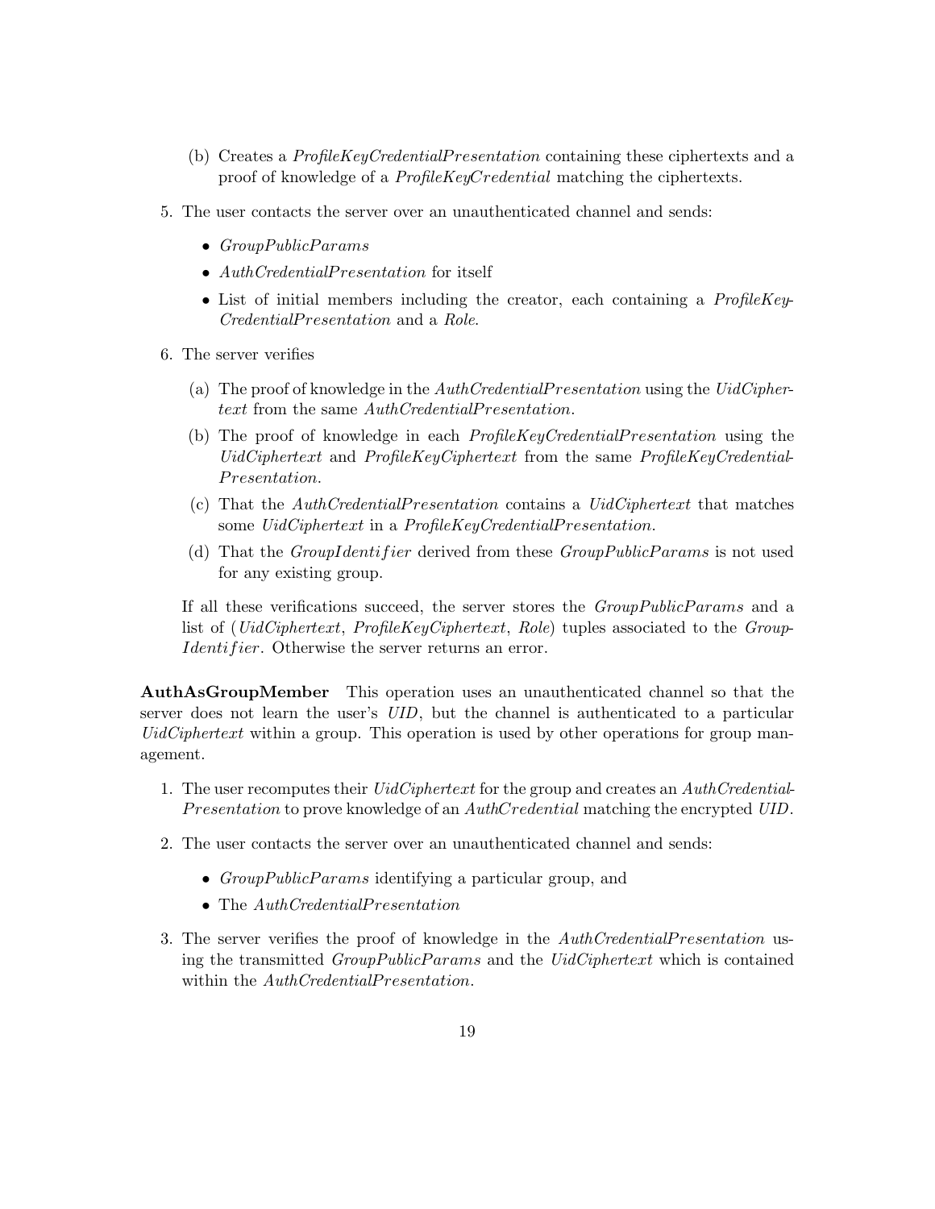(b) Creates a *ProfileKeyCredentialPresentation* containing these ciphertexts and a proof of knowledge of a *ProfileKeyCredential* matching the ciphertexts.

5. The user contacts the server over an unauthenticated channel and sends:

   - *GroupPublicParams*
   - *AuthCredentialPresentation* for itself
   - List of initial members including the creator, each containing a *ProfileKeyCredentialPresentation* and a *Role*.

6. The server verifies

   (a) The proof of knowledge in the *AuthCredentialPresentation* using the *UidCiphertext* from the same *AuthCredentialPresentation*.

   (b) The proof of knowledge in each *ProfileKeyCredentialPresentation* using the *UidCiphertext* and *ProfileKeyCiphertext* from the same *ProfileKeyCredentialPresentation*.

   (c) That the *AuthCredentialPresentation* contains a *UidCiphertext* that matches some *UidCiphertext* in a *ProfileKeyCredentialPresentation*.

   (d) That the *GroupIdentifier* derived from these *GroupPublicParams* is not used for any existing group.

   If all these verifications succeed, the server stores the *GroupPublicParams* and a list of (*UidCiphertext*, *ProfileKeyCiphertext*, *Role*) tuples associated to the *GroupIdentifier*. Otherwise the server returns an error.

**AuthAsGroupMember** This operation uses an unauthenticated channel so that the server does not learn the user's *UID*, but the channel is authenticated to a particular *UidCiphertext* within a group. This operation is used by other operations for group management.

1. The user recomputes their *UidCiphertext* for the group and creates an *AuthCredentialPresentation* to prove knowledge of an *AuthCredential* matching the encrypted *UID*.

2. The user contacts the server over an unauthenticated channel and sends:

   - *GroupPublicParams* identifying a particular group, and
   - The *AuthCredentialPresentation*

3. The server verifies the proof of knowledge in the *AuthCredentialPresentation* using the transmitted *GroupPublicParams* and the *UidCiphertext* which is contained within the *AuthCredentialPresentation*.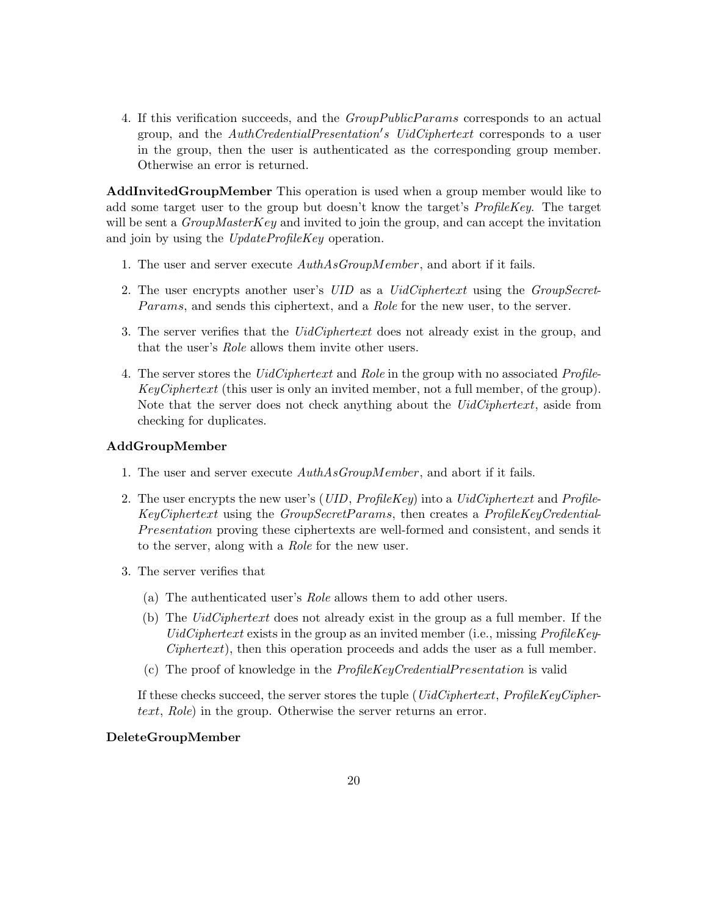4. If this verification succeeds, and the *GroupPublicParams* corresponds to an actual group, and the *AuthCredentialPresentation's UidCiphertext* corresponds to a user in the group, then the user is authenticated as the corresponding group member. Otherwise an error is returned.

**AddInvitedGroupMember** This operation is used when a group member would like to add some target user to the group but doesn't know the target's *ProfileKey*. The target will be sent a *GroupMasterKey* and invited to join the group, and can accept the invitation and join by using the *UpdateProfileKey* operation.

1. The user and server execute *AuthAsGroupMember*, and abort if it fails.
2. The user encrypts another user's *UID* as a *UidCiphertext* using the *GroupSecretParams*, and sends this ciphertext, and a *Role* for the new user, to the server.
3. The server verifies that the *UidCiphertext* does not already exist in the group, and that the user's *Role* allows them invite other users.
4. The server stores the *UidCiphertext* and *Role* in the group with no associated *ProfileKeyCiphertext* (this user is only an invited member, not a full member, of the group). Note that the server does not check anything about the *UidCiphertext*, aside from checking for duplicates.

**AddGroupMember**

1. The user and server execute *AuthAsGroupMember*, and abort if it fails.
2. The user encrypts the new user's (*UID*, *ProfileKey*) into a *UidCiphertext* and *ProfileKeyCiphertext* using the *GroupSecretParams*, then creates a *ProfileKeyCredentialPresentation* proving these ciphertexts are well-formed and consistent, and sends it to the server, along with a *Role* for the new user.
3. The server verifies that
   (a) The authenticated user's *Role* allows them to add other users.
   (b) The *UidCiphertext* does not already exist in the group as a full member. If the *UidCiphertext* exists in the group as an invited member (i.e., missing *ProfileKeyCiphertext*), then this operation proceeds and adds the user as a full member.
   (c) The proof of knowledge in the *ProfileKeyCredentialPresentation* is valid

   If these checks succeed, the server stores the tuple (*UidCiphertext*, *ProfileKeyCiphertext*, *Role*) in the group. Otherwise the server returns an error.

**DeleteGroupMember**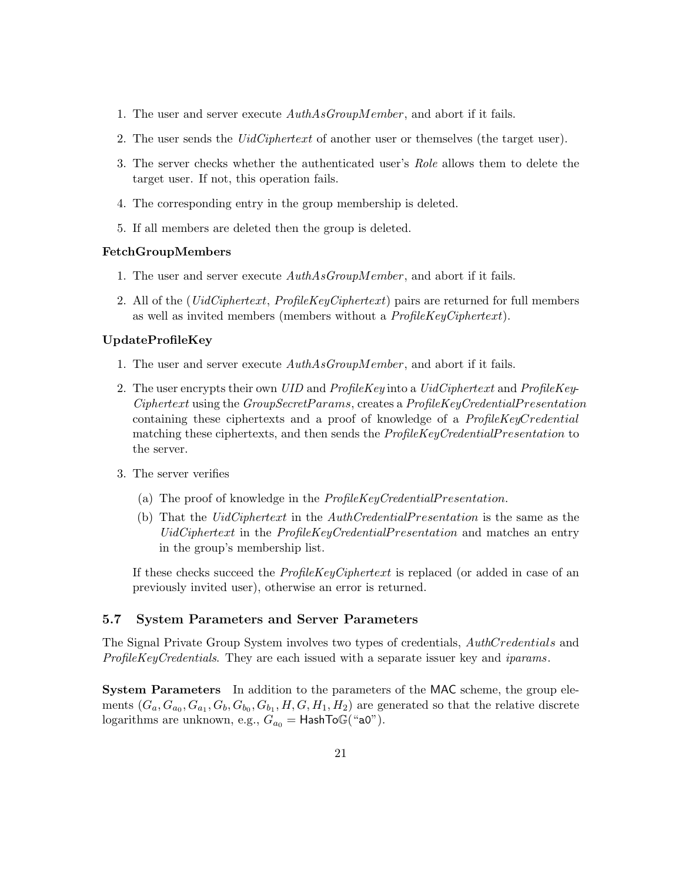1. The user and server execute *AuthAsGroupMember*, and abort if it fails.
2. The user sends the *UidCiphertext* of another user or themselves (the target user).
3. The server checks whether the authenticated user's *Role* allows them to delete the target user. If not, this operation fails.
4. The corresponding entry in the group membership is deleted.
5. If all members are deleted then the group is deleted.

**FetchGroupMembers**

1. The user and server execute *AuthAsGroupMember*, and abort if it fails.
2. All of the (*UidCiphertext*, *ProfileKeyCiphertext*) pairs are returned for full members as well as invited members (members without a *ProfileKeyCiphertext*).

**UpdateProfileKey**

1. The user and server execute *AuthAsGroupMember*, and abort if it fails.
2. The user encrypts their own *UID* and *ProfileKey* into a *UidCiphertext* and *ProfileKeyCiphertext* using the *GroupSecretParams*, creates a *ProfileKeyCredentialPresentation* containing these ciphertexts and a proof of knowledge of a *ProfileKeyCredential* matching these ciphertexts, and then sends the *ProfileKeyCredentialPresentation* to the server.
3. The server verifies
   (a) The proof of knowledge in the *ProfileKeyCredentialPresentation*.
   (b) That the *UidCiphertext* in the *AuthCredentialPresentation* is the same as the *UidCiphertext* in the *ProfileKeyCredentialPresentation* and matches an entry in the group's membership list.

   If these checks succeed the *ProfileKeyCiphertext* is replaced (or added in case of an previously invited user), otherwise an error is returned.

### 5.7 System Parameters and Server Parameters

The Signal Private Group System involves two types of credentials, *AuthCredentials* and *ProfileKeyCredentials*. They are each issued with a separate issuer key and *iparams*.

**System Parameters** In addition to the parameters of the MAC scheme, the group elements $(G_a, G_{a_0}, G_{a_1}, G_b, G_{b_0}, G_{b_1}, H, G, H_1, H_2)$ are generated so that the relative discrete logarithms are unknown, e.g., $G_{a_0} = \mathsf{HashTo}\mathbb{G}(\text{"a0"})$.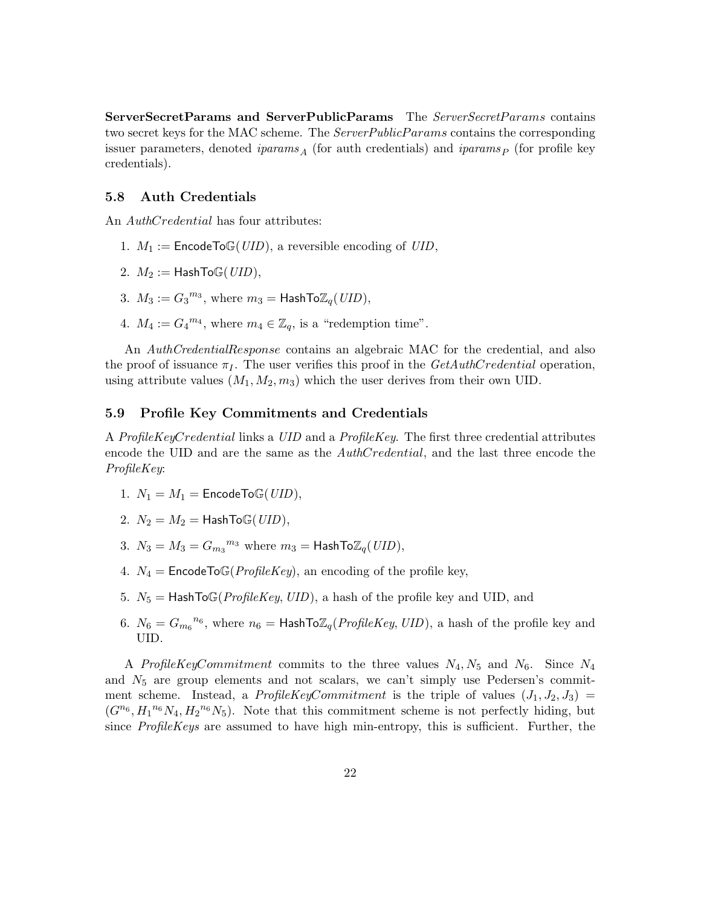**ServerSecretParams and ServerPublicParams** The *ServerSecretParams* contains two secret keys for the MAC scheme. The *ServerPublicParams* contains the corresponding issuer parameters, denoted $iparams_A$ (for auth credentials) and $iparams_P$ (for profile key credentials).

## 5.8 Auth Credentials

An *AuthCredential* has four attributes:

1. $M_1 := \mathsf{EncodeTo}\mathbb{G}(UID)$, a reversible encoding of $UID$,
2. $M_2 := \mathsf{HashTo}\mathbb{G}(UID)$,
3. $M_3 := {G_3}^{m_3}$, where $m_3 = \mathsf{HashTo}\mathbb{Z}_q(UID)$,
4. $M_4 := {G_4}^{m_4}$, where $m_4 \in \mathbb{Z}_q$, is a "redemption time".

An *AuthCredentialResponse* contains an algebraic MAC for the credential, and also the proof of issuance $\pi_I$. The user verifies this proof in the *GetAuthCredential* operation, using attribute values $(M_1, M_2, m_3)$ which the user derives from their own UID.

## 5.9 Profile Key Commitments and Credentials

A *ProfileKeyCredential* links a *UID* and a *ProfileKey*. The first three credential attributes encode the UID and are the same as the *AuthCredential*, and the last three encode the *ProfileKey*:

1. $N_1 = M_1 = \mathsf{EncodeTo}\mathbb{G}(UID)$,
2. $N_2 = M_2 = \mathsf{HashTo}\mathbb{G}(UID)$,
3. $N_3 = M_3 = {G_{m_3}}^{m_3}$ where $m_3 = \mathsf{HashTo}\mathbb{Z}_q(UID)$,
4. $N_4 = \mathsf{EncodeTo}\mathbb{G}(\mathit{ProfileKey})$, an encoding of the profile key,
5. $N_5 = \mathsf{HashTo}\mathbb{G}(\mathit{ProfileKey}, UID)$, a hash of the profile key and UID, and
6. $N_6 = {G_{m_6}}^{n_6}$, where $n_6 = \mathsf{HashTo}\mathbb{Z}_q(\mathit{ProfileKey}, UID)$, a hash of the profile key and UID.

A *ProfileKeyCommitment* commits to the three values $N_4, N_5$ and $N_6$. Since $N_4$ and $N_5$ are group elements and not scalars, we can't simply use Pedersen's commitment scheme. Instead, a *ProfileKeyCommitment* is the triple of values $(J_1, J_2, J_3) = (G^{n_6}, {H_1}^{n_6} N_4, {H_2}^{n_6} N_5)$. Note that this commitment scheme is not perfectly hiding, but since *ProfileKeys* are assumed to have high min-entropy, this is sufficient. Further, the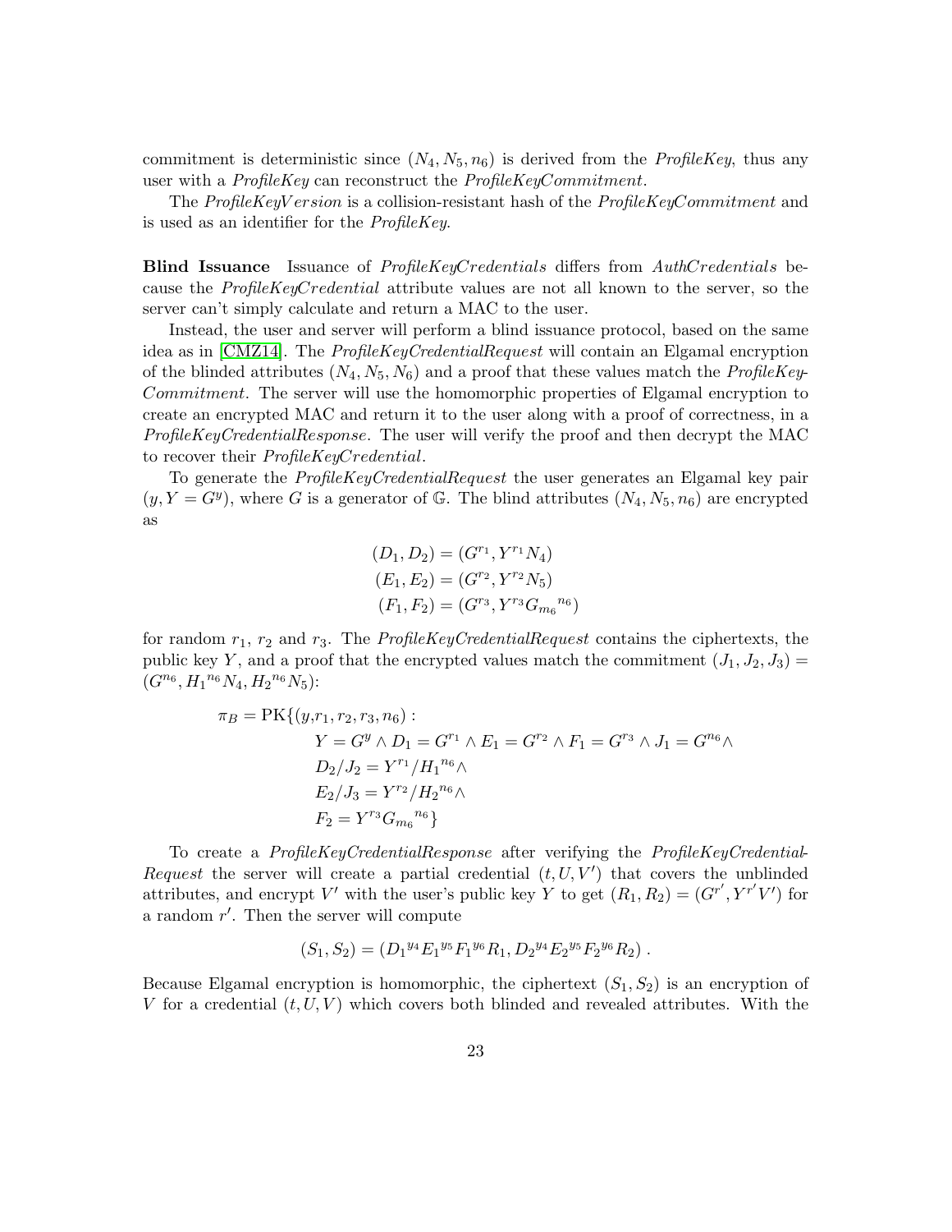commitment is deterministic since $(N_4, N_5, n_6)$ is derived from the *ProfileKey*, thus any user with a *ProfileKey* can reconstruct the *ProfileKeyCommitment*.

The *ProfileKeyVersion* is a collision-resistant hash of the *ProfileKeyCommitment* and is used as an identifier for the *ProfileKey*.

**Blind Issuance** Issuance of *ProfileKeyCredentials* differs from *AuthCredentials* because the *ProfileKeyCredential* attribute values are not all known to the server, so the server can't simply calculate and return a MAC to the user.

Instead, the user and server will perform a blind issuance protocol, based on the same idea as in [CMZ14]. The *ProfileKeyCredentialRequest* will contain an Elgamal encryption of the blinded attributes $(N_4, N_5, N_6)$ and a proof that these values match the *ProfileKeyCommitment*. The server will use the homomorphic properties of Elgamal encryption to create an encrypted MAC and return it to the user along with a proof of correctness, in a *ProfileKeyCredentialResponse*. The user will verify the proof and then decrypt the MAC to recover their *ProfileKeyCredential*.

To generate the *ProfileKeyCredentialRequest* the user generates an Elgamal key pair $(y, Y = G^y)$, where $G$ is a generator of $\mathbb{G}$. The blind attributes $(N_4, N_5, n_6)$ are encrypted as

$$
\begin{aligned}
(D_1, D_2) &= (G^{r_1}, Y^{r_1} N_4) \\
(E_1, E_2) &= (G^{r_2}, Y^{r_2} N_5) \\
(F_1, F_2) &= (G^{r_3}, Y^{r_3} {G_{m_6}}^{n_6})
\end{aligned}
$$

for random $r_1$, $r_2$ and $r_3$. The *ProfileKeyCredentialRequest* contains the ciphertexts, the public key $Y$, and a proof that the encrypted values match the commitment $(J_1, J_2, J_3) = (G^{n_6}, {H_1}^{n_6} N_4, {H_2}^{n_6} N_5)$:

$$
\begin{aligned}
\pi_B = \mathrm{PK}\{(y, &r_1, r_2, r_3, n_6) : \\
&Y = G^y \wedge D_1 = G^{r_1} \wedge E_1 = G^{r_2} \wedge F_1 = G^{r_3} \wedge J_1 = G^{n_6} \wedge \\
&D_2/J_2 = Y^{r_1}/{H_1}^{n_6} \wedge \\
&E_2/J_3 = Y^{r_2}/{H_2}^{n_6} \wedge \\
&F_2 = Y^{r_3} {G_{m_6}}^{n_6}\}
\end{aligned}
$$

To create a *ProfileKeyCredentialResponse* after verifying the *ProfileKeyCredentialRequest* the server will create a partial credential $(t, U, V')$ that covers the unblinded attributes, and encrypt $V'$ with the user's public key $Y$ to get $(R_1, R_2) = (G^{r'}, Y^{r'} V')$ for a random $r'$. Then the server will compute

$$
(S_1, S_2) = ({D_1}^{y_4} {E_1}^{y_5} {F_1}^{y_6} R_1, {D_2}^{y_4} {E_2}^{y_5} {F_2}^{y_6} R_2)\ .
$$

Because Elgamal encryption is homomorphic, the ciphertext $(S_1, S_2)$ is an encryption of $V$ for a credential $(t, U, V)$ which covers both blinded and revealed attributes. With the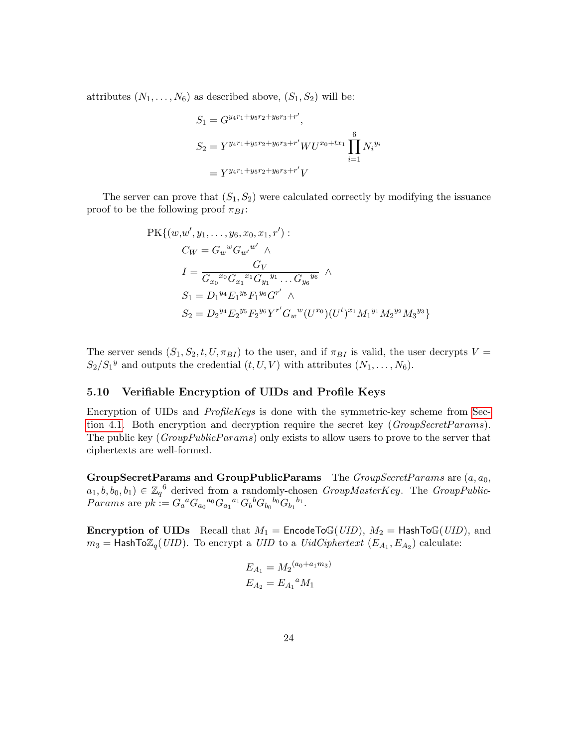attributes $(N_1, \ldots, N_6)$ as described above, $(S_1, S_2)$ will be:

$$S_1 = G^{y_4 r_1 + y_5 r_2 + y_6 r_3 + r'},$$

$$S_2 = Y^{y_4 r_1 + y_5 r_2 + y_6 r_3 + r'} W U^{x_0 + t x_1} \prod_{i=1}^{6} N_i^{y_i}$$

$$= Y^{y_4 r_1 + y_5 r_2 + y_6 r_3 + r'} V$$

The server can prove that $(S_1, S_2)$ were calculated correctly by modifying the issuance proof to be the following proof $\pi_{BI}$:

$$\begin{aligned}
\text{PK}\{(w, & w', y_1, \ldots, y_6, x_0, x_1, r') : \\
& C_W = {G_w}^{w} {G_{w'}}^{w'} \ \wedge \\
& I = \frac{G_V}{{G_{x_0}}^{x_0} {G_{x_1}}^{x_1} {G_{y_1}}^{y_1} \ldots {G_{y_6}}^{y_6}} \ \wedge \\
& S_1 = {D_1}^{y_4} {E_1}^{y_5} {F_1}^{y_6} G^{r'} \ \wedge \\
& S_2 = {D_2}^{y_4} {E_2}^{y_5} {F_2}^{y_6} Y^{r'} {G_w}^{w} (U^{x_0}) (U^t)^{x_1} {M_1}^{y_1} {M_2}^{y_2} {M_3}^{y_3} \}
\end{aligned}$$

The server sends $(S_1, S_2, t, U, \pi_{BI})$ to the user, and if $\pi_{BI}$ is valid, the user decrypts $V = S_2 / {S_1}^{y}$ and outputs the credential $(t, U, V)$ with attributes $(N_1, \ldots, N_6)$.

### 5.10 Verifiable Encryption of UIDs and Profile Keys

Encryption of UIDs and *ProfileKeys* is done with the symmetric-key scheme from Section 4.1. Both encryption and decryption require the secret key (*GroupSecretParams*). The public key (*GroupPublicParams*) only exists to allow users to prove to the server that ciphertexts are well-formed.

**GroupSecretParams and GroupPublicParams** The *GroupSecretParams* are $(a, a_0, a_1, b, b_0, b_1) \in {\mathbb{Z}_q}^6$ derived from a randomly-chosen *GroupMasterKey*. The *GroupPublicParams* are $pk := {G_a}^{a} {G_{a_0}}^{a_0} {G_{a_1}}^{a_1} {G_b}^{b} {G_{b_0}}^{b_0} {G_{b_1}}^{b_1}$.

**Encryption of UIDs** Recall that $M_1 = \mathsf{EncodeTo}\mathbb{G}(\mathit{UID})$, $M_2 = \mathsf{HashTo}\mathbb{G}(\mathit{UID})$, and $m_3 = \mathsf{HashTo}\mathbb{Z}_q(\mathit{UID})$. To encrypt a *UID* to a *UidCiphertext* $(E_{A_1}, E_{A_2})$ calculate:

$$E_{A_1} = {M_2}^{(a_0 + a_1 m_3)}$$

$$E_{A_2} = {E_{A_1}}^{a} M_1$$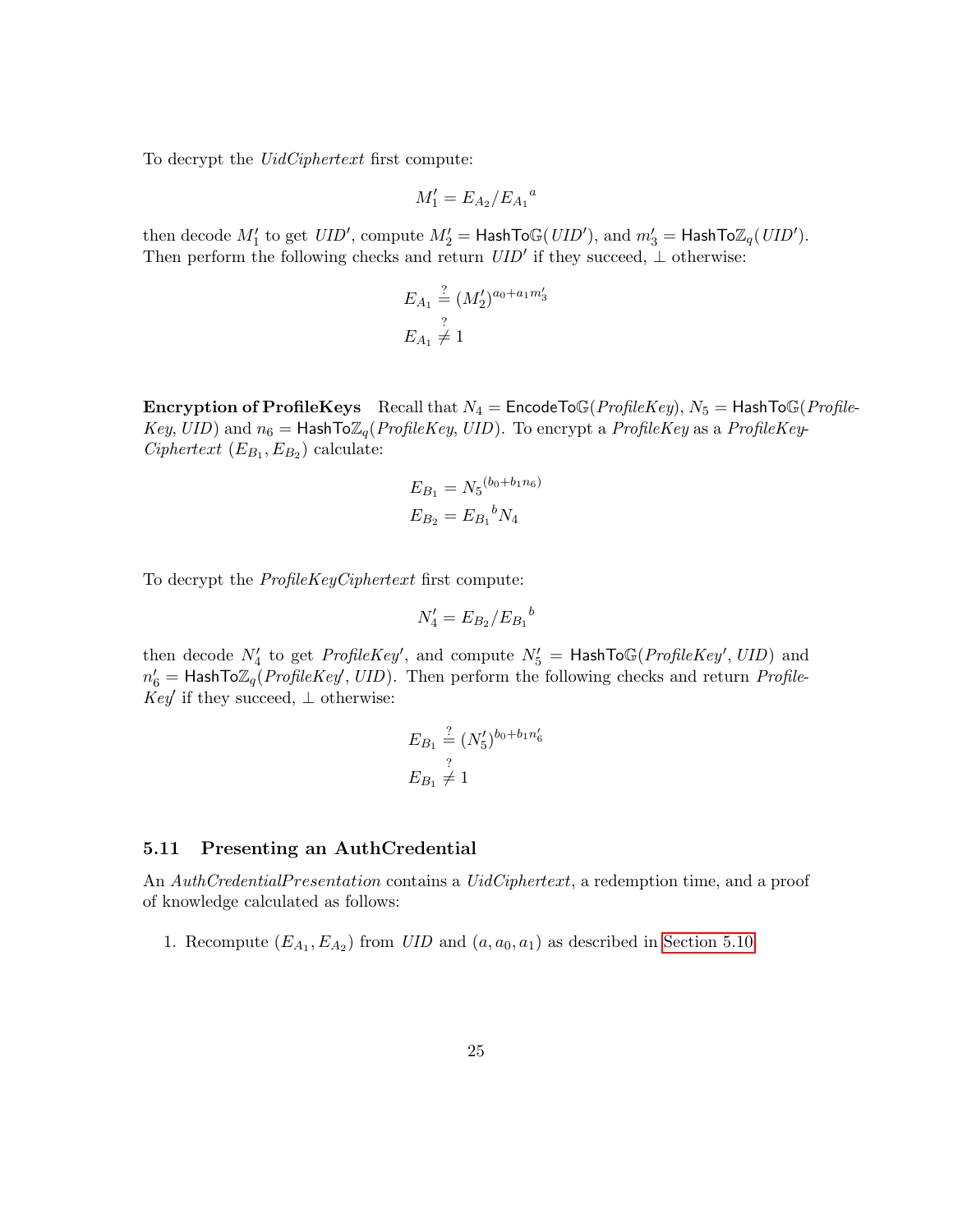To decrypt the *UidCiphertext* first compute:

$$M_1' = E_{A_2}/{E_{A_1}}^{a}$$

then decode $M_1'$ to get $UID'$, compute $M_2' = \mathsf{HashTo}\mathbb{G}(UID')$, and $m_3' = \mathsf{HashTo}\mathbb{Z}_q(UID')$. Then perform the following checks and return $UID'$ if they succeed, $\perp$ otherwise:

$$E_{A_1} \stackrel{?}{=} (M_2')^{a_0 + a_1 m_3'}$$
$$E_{A_1} \stackrel{?}{\neq} 1$$

**Encryption of ProfileKeys** Recall that $N_4 = \mathsf{EncodeTo}\mathbb{G}(\mathit{ProfileKey})$, $N_5 = \mathsf{HashTo}\mathbb{G}(\mathit{ProfileKey}, \mathit{UID})$ and $n_6 = \mathsf{HashTo}\mathbb{Z}_q(\mathit{ProfileKey}, \mathit{UID})$. To encrypt a *ProfileKey* as a *ProfileKeyCiphertext* $(E_{B_1}, E_{B_2})$ calculate:

$$E_{B_1} = {N_5}^{(b_0 + b_1 n_6)}$$
$$E_{B_2} = {E_{B_1}}^{b} N_4$$

To decrypt the *ProfileKeyCiphertext* first compute:

$$N_4' = E_{B_2}/{E_{B_1}}^{b}$$

then decode $N_4'$ to get $\mathit{ProfileKey}'$, and compute $N_5' = \mathsf{HashTo}\mathbb{G}(\mathit{ProfileKey}', \mathit{UID})$ and $n_6' = \mathsf{HashTo}\mathbb{Z}_q(\mathit{ProfileKey}', \mathit{UID})$. Then perform the following checks and return $\mathit{ProfileKey}'$ if they succeed, $\perp$ otherwise:

$$E_{B_1} \stackrel{?}{=} (N_5')^{b_0 + b_1 n_6'}$$
$$E_{B_1} \stackrel{?}{\neq} 1$$

### 5.11 Presenting an AuthCredential

An *AuthCredentialPresentation* contains a *UidCiphertext*, a redemption time, and a proof of knowledge calculated as follows:

1. Recompute $(E_{A_1}, E_{A_2})$ from *UID* and $(a, a_0, a_1)$ as described in Section 5.10.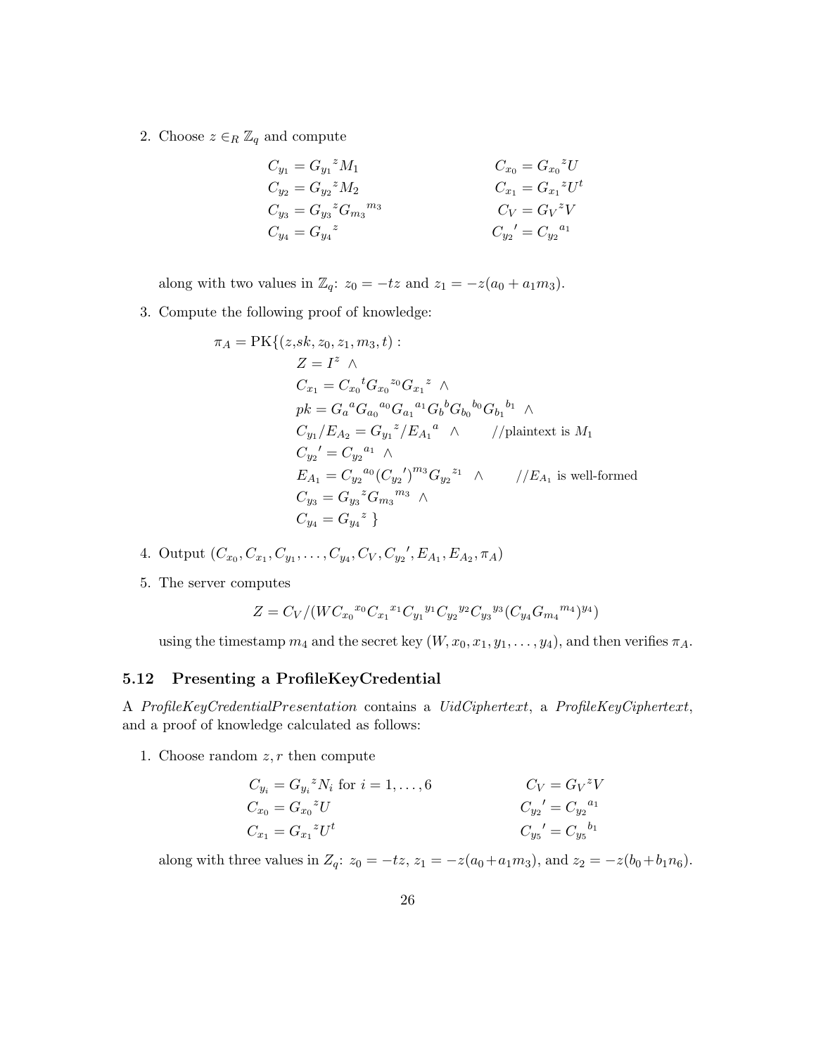2. Choose $z \in_R \mathbb{Z}_q$ and compute

$$
\begin{aligned}
C_{y_1} &= {G_{y_1}}^z M_1 & C_{x_0} &= {G_{x_0}}^z U \\
C_{y_2} &= {G_{y_2}}^z M_2 & C_{x_1} &= {G_{x_1}}^z U^t \\
C_{y_3} &= {G_{y_3}}^z {G_{m_3}}^{m_3} & C_V &= {G_V}^z V \\
C_{y_4} &= {G_{y_4}}^z & {C_{y_2}}' &= {C_{y_2}}^{a_1}
\end{aligned}
$$

   along with two values in $\mathbb{Z}_q$: $z_0 = -tz$ and $z_1 = -z(a_0 + a_1 m_3)$.

3. Compute the following proof of knowledge:

$$
\begin{aligned}
\pi_A = \mathrm{PK}\{(z, sk, z_0, z_1, m_3, t) :& \\
& Z = I^z \ \wedge \\
& C_{x_1} = {C_{x_0}}^t {G_{x_0}}^{z_0} {G_{x_1}}^z \ \wedge \\
& pk = {G_a}^a {G_{a_0}}^{a_0} {G_{a_1}}^{a_1} {G_b}^b {G_{b_0}}^{b_0} {G_{b_1}}^{b_1} \ \wedge \\
& C_{y_1}/E_{A_2} = {G_{y_1}}^z / {E_{A_1}}^a \ \wedge \qquad \text{//plaintext is } M_1 \\
& {C_{y_2}}' = {C_{y_2}}^{a_1} \ \wedge \\
& E_{A_1} = {C_{y_2}}^{a_0} ({C_{y_2}}')^{m_3} {G_{y_2}}^{z_1} \ \wedge \qquad \text{//} E_{A_1} \text{ is well-formed} \\
& C_{y_3} = {G_{y_3}}^z {G_{m_3}}^{m_3} \ \wedge \\
& C_{y_4} = {G_{y_4}}^z \ \}
\end{aligned}
$$

4. Output $(C_{x_0}, C_{x_1}, C_{y_1}, \ldots, C_{y_4}, C_V, {C_{y_2}}', E_{A_1}, E_{A_2}, \pi_A)$

5. The server computes

$$Z = C_V / (W {C_{x_0}}^{x_0} {C_{x_1}}^{x_1} {C_{y_1}}^{y_1} {C_{y_2}}^{y_2} {C_{y_3}}^{y_3} (C_{y_4} {G_{m_4}}^{m_4})^{y_4})$$

   using the timestamp $m_4$ and the secret key $(W, x_0, x_1, y_1, \ldots, y_4)$, and then verifies $\pi_A$.

### 5.12 Presenting a ProfileKeyCredential

A *ProfileKeyCredentialPresentation* contains a *UidCiphertext*, a *ProfileKeyCiphertext*, and a proof of knowledge calculated as follows:

1. Choose random $z, r$ then compute

$$
\begin{aligned}
C_{y_i} &= {G_{y_i}}^z N_i \text{ for } i = 1, \ldots, 6 & C_V &= {G_V}^z V \\
C_{x_0} &= {G_{x_0}}^z U & {C_{y_2}}' &= {C_{y_2}}^{a_1} \\
C_{x_1} &= {G_{x_1}}^z U^t & {C_{y_5}}' &= {C_{y_5}}^{b_1}
\end{aligned}
$$

   along with three values in $Z_q$: $z_0 = -tz$, $z_1 = -z(a_0 + a_1 m_3)$, and $z_2 = -z(b_0 + b_1 n_6)$.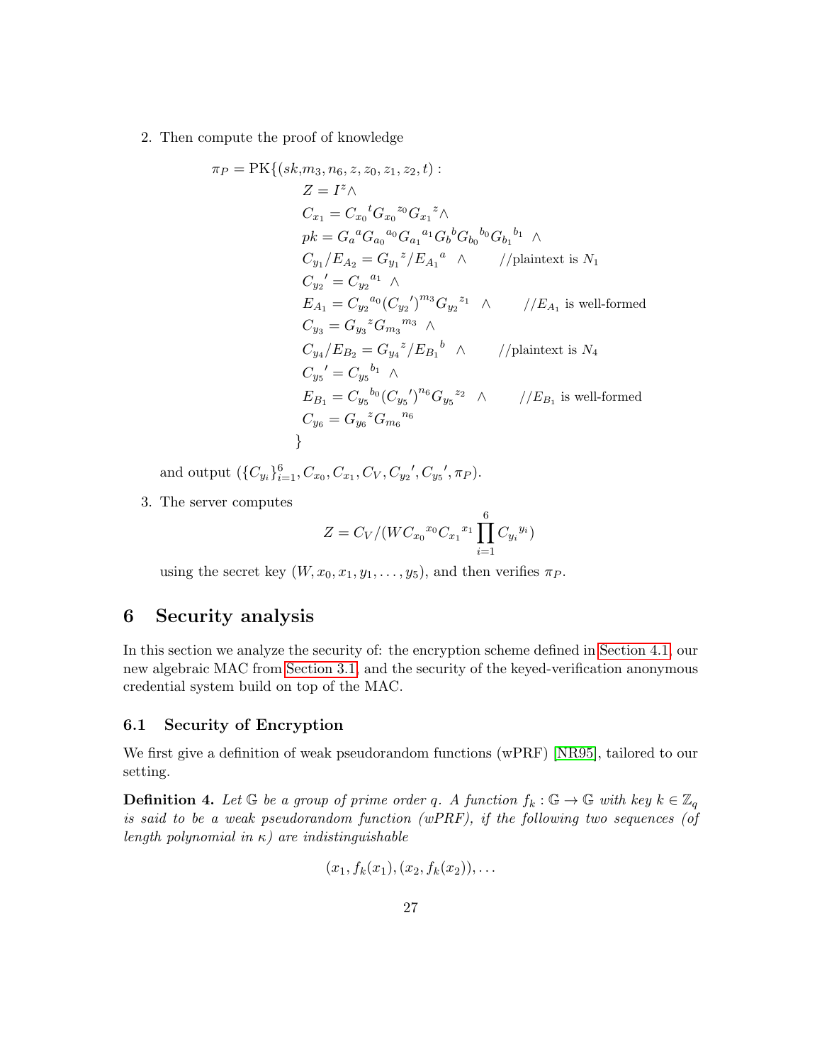2. Then compute the proof of knowledge

$$
\begin{aligned}
\pi_P = \mathrm{PK}\{(sk, & m_3, n_6, z, z_0, z_1, z_2, t) : \\
& Z = I^z \wedge \\
& C_{x_1} = {C_{x_0}}^t {G_{x_0}}^{z_0} {G_{x_1}}^z \wedge \\
& pk = {G_a}^a {G_{a_0}}^{a_0} {G_{a_1}}^{a_1} {G_b}^b {G_{b_0}}^{b_0} {G_{b_1}}^{b_1} \ \wedge \\
& C_{y_1}/E_{A_2} = {G_{y_1}}^z / {E_{A_1}}^a \ \wedge \qquad \text{//plaintext is } N_1 \\
& {C_{y_2}}' = {C_{y_2}}^{a_1} \ \wedge \\
& E_{A_1} = {C_{y_2}}^{a_0} ({C_{y_2}}')^{m_3} {G_{y_2}}^{z_1} \ \wedge \qquad \text{//}E_{A_1} \text{ is well-formed} \\
& C_{y_3} = {G_{y_3}}^z {G_{m_3}}^{m_3} \ \wedge \\
& C_{y_4}/E_{B_2} = {G_{y_4}}^z / {E_{B_1}}^b \ \wedge \qquad \text{//plaintext is } N_4 \\
& {C_{y_5}}' = {C_{y_5}}^{b_1} \ \wedge \\
& E_{B_1} = {C_{y_5}}^{b_0} ({C_{y_5}}')^{n_6} {G_{y_5}}^{z_2} \ \wedge \qquad \text{//}E_{B_1} \text{ is well-formed} \\
& C_{y_6} = {G_{y_6}}^z {G_{m_6}}^{n_6} \\
\}
\end{aligned}
$$

and output $(\{C_{y_i}\}_{i=1}^6, C_{x_0}, C_{x_1}, C_V, {C_{y_2}}', {C_{y_5}}', \pi_P)$.

3. The server computes

$$Z = C_V / (W {C_{x_0}}^{x_0} {C_{x_1}}^{x_1} \prod_{i=1}^{6} {C_{y_i}}^{y_i})$$

using the secret key $(W, x_0, x_1, y_1, \ldots, y_5)$, and then verifies $\pi_P$.

# 6 Security analysis

In this section we analyze the security of: the encryption scheme defined in Section 4.1, our new algebraic MAC from Section 3.1, and the security of the keyed-verification anonymous credential system build on top of the MAC.

## 6.1 Security of Encryption

We first give a definition of weak pseudorandom functions (wPRF) [NR95], tailored to our setting.

**Definition 4.** *Let $\mathbb{G}$ be a group of prime order $q$. A function $f_k : \mathbb{G} \to \mathbb{G}$ with key $k \in \mathbb{Z}_q$ is said to be a weak pseudorandom function (wPRF), if the following two sequences (of length polynomial in $\kappa$) are indistinguishable*

$$(x_1, f_k(x_1), (x_2, f_k(x_2)), \ldots$$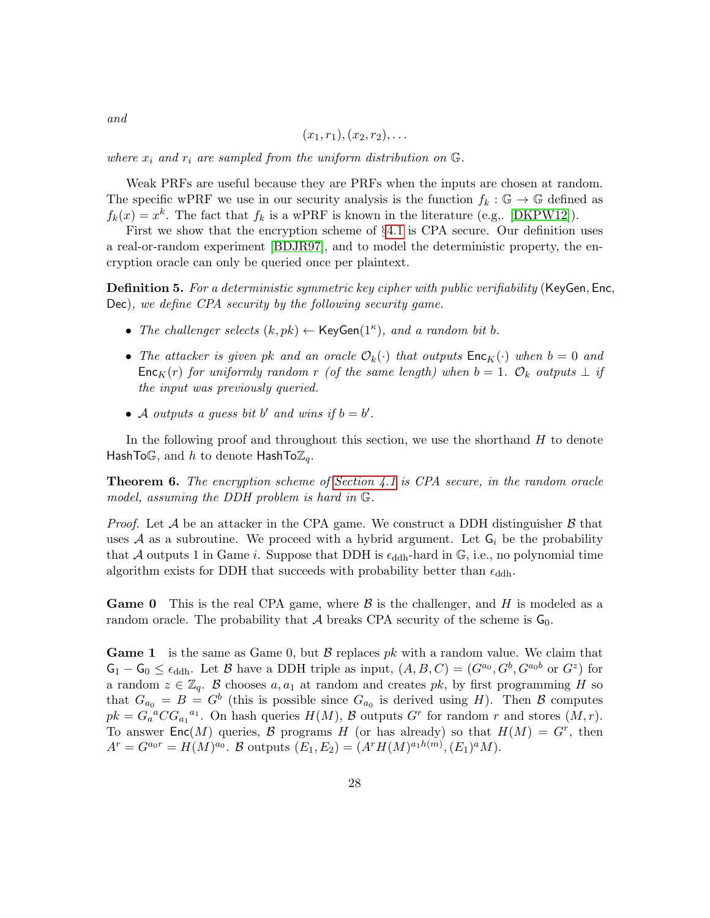*and*

$$(x_1, r_1), (x_2, r_2), \ldots$$

*where $x_i$ and $r_i$ are sampled from the uniform distribution on $\mathbb{G}$.*

Weak PRFs are useful because they are PRFs when the inputs are chosen at random. The specific wPRF we use in our security analysis is the function $f_k : \mathbb{G} \to \mathbb{G}$ defined as $f_k(x) = x^k$. The fact that $f_k$ is a wPRF is known in the literature (e.g,. [DKPW12]).

First we show that the encryption scheme of §4.1 is CPA secure. Our definition uses a real-or-random experiment [BDJR97], and to model the deterministic property, the encryption oracle can only be queried once per plaintext.

**Definition 5.** *For a deterministic symmetric key cipher with public verifiability* (KeyGen, Enc, Dec)*, we define CPA security by the following security game.*

- *The challenger selects $(k, pk) \leftarrow \mathsf{KeyGen}(1^\kappa)$, and a random bit $b$.*
- *The attacker is given $pk$ and an oracle $\mathcal{O}_k(\cdot)$ that outputs $\mathsf{Enc}_K(\cdot)$ when $b = 0$ and $\mathsf{Enc}_K(r)$ for uniformly random $r$ (of the same length) when $b = 1$. $\mathcal{O}_k$ outputs $\perp$ if the input was previously queried.*
- *$\mathcal{A}$ outputs a guess bit $b'$ and wins if $b = b'$.*

In the following proof and throughout this section, we use the shorthand $H$ to denote $\mathsf{HashTo}\mathbb{G}$, and $h$ to denote $\mathsf{HashTo}\mathbb{Z}_q$.

**Theorem 6.** *The encryption scheme of Section 4.1 is CPA secure, in the random oracle model, assuming the DDH problem is hard in $\mathbb{G}$.*

*Proof.* Let $\mathcal{A}$ be an attacker in the CPA game. We construct a DDH distinguisher $\mathcal{B}$ that uses $\mathcal{A}$ as a subroutine. We proceed with a hybrid argument. Let $\mathsf{G}_i$ be the probability that $\mathcal{A}$ outputs 1 in Game $i$. Suppose that DDH is $\epsilon_{\mathrm{ddh}}$-hard in $\mathbb{G}$, i.e., no polynomial time algorithm exists for DDH that succeeds with probability better than $\epsilon_{\mathrm{ddh}}$.

**Game 0** This is the real CPA game, where $\mathcal{B}$ is the challenger, and $H$ is modeled as a random oracle. The probability that $\mathcal{A}$ breaks CPA security of the scheme is $\mathsf{G}_0$.

**Game 1** is the same as Game 0, but $\mathcal{B}$ replaces $pk$ with a random value. We claim that $\mathsf{G}_1 - \mathsf{G}_0 \leq \epsilon_{\mathrm{ddh}}$. Let $\mathcal{B}$ have a DDH triple as input, $(A, B, C) = (G^{a_0}, G^b, G^{a_0 b}$ or $G^z)$ for a random $z \in \mathbb{Z}_q$. $\mathcal{B}$ chooses $a, a_1$ at random and creates $pk$, by first programming $H$ so that $G_{a_0} = B = G^b$ (this is possible since $G_{a_0}$ is derived using $H$). Then $\mathcal{B}$ computes $pk = {G_a}^a C {G_{a_1}}^{a_1}$. On hash queries $H(M)$, $\mathcal{B}$ outputs $G^r$ for random $r$ and stores $(M, r)$. To answer $\mathsf{Enc}(M)$ queries, $\mathcal{B}$ programs $H$ (or has already) so that $H(M) = G^r$, then $A^r = G^{a_0 r} = H(M)^{a_0}$. $\mathcal{B}$ outputs $(E_1, E_2) = (A^r H(M)^{a_1 h(m)}, (E_1)^a M)$.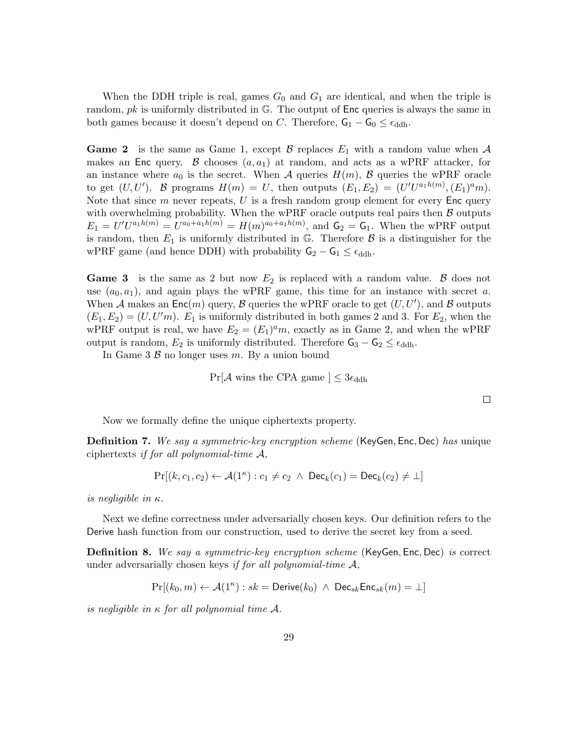When the DDH triple is real, games $G_0$ and $G_1$ are identical, and when the triple is random, $pk$ is uniformly distributed in $\mathbb{G}$. The output of $\mathsf{Enc}$ queries is always the same in both games because it doesn't depend on $C$. Therefore, $\mathsf{G}_1 - \mathsf{G}_0 \leq \epsilon_{\text{ddh}}$.

**Game 2** is the same as Game 1, except $\mathcal{B}$ replaces $E_1$ with a random value when $\mathcal{A}$ makes an $\mathsf{Enc}$ query. $\mathcal{B}$ chooses $(a, a_1)$ at random, and acts as a wPRF attacker, for an instance where $a_0$ is the secret. When $\mathcal{A}$ queries $H(m)$, $\mathcal{B}$ queries the wPRF oracle to get $(U, U')$. $\mathcal{B}$ programs $H(m) = U$, then outputs $(E_1, E_2) = (U' U^{a_1 h(m)}, (E_1)^a m)$. Note that since $m$ never repeats, $U$ is a fresh random group element for every $\mathsf{Enc}$ query with overwhelming probability. When the wPRF oracle outputs real pairs then $\mathcal{B}$ outputs $E_1 = U' U^{a_1 h(m)} = U^{a_0 + a_1 h(m)} = H(m)^{a_0 + a_1 h(m)}$, and $\mathsf{G}_2 = \mathsf{G}_1$. When the wPRF output is random, then $E_1$ is uniformly distributed in $\mathbb{G}$. Therefore $\mathcal{B}$ is a distinguisher for the wPRF game (and hence DDH) with probability $\mathsf{G}_2 - \mathsf{G}_1 \leq \epsilon_{\text{ddh}}$.

**Game 3** is the same as 2 but now $E_2$ is replaced with a random value. $\mathcal{B}$ does not use $(a_0, a_1)$, and again plays the wPRF game, this time for an instance with secret $a$. When $\mathcal{A}$ makes an $\mathsf{Enc}(m)$ query, $\mathcal{B}$ queries the wPRF oracle to get $(U, U')$, and $\mathcal{B}$ outputs $(E_1, E_2) = (U, U'm)$. $E_1$ is uniformly distributed in both games 2 and 3. For $E_2$, when the wPRF output is real, we have $E_2 = (E_1)^a m$, exactly as in Game 2, and when the wPRF output is random, $E_2$ is uniformly distributed. Therefore $\mathsf{G}_3 - \mathsf{G}_2 \leq \epsilon_{\text{ddh}}$.

In Game 3 $\mathcal{B}$ no longer uses $m$. By a union bound

$$\Pr[\mathcal{A} \text{ wins the CPA game }] \leq 3\epsilon_{\text{ddh}}$$

□

Now we formally define the unique ciphertexts property.

**Definition 7.** *We say a symmetric-key encryption scheme* $(\mathsf{KeyGen}, \mathsf{Enc}, \mathsf{Dec})$ *has* unique ciphertexts *if for all polynomial-time* $\mathcal{A}$*,*

$$\Pr[(k, c_1, c_2) \leftarrow \mathcal{A}(1^\kappa) : c_1 \neq c_2 \ \wedge \ \mathsf{Dec}_k(c_1) = \mathsf{Dec}_k(c_2) \neq \bot]$$

*is negligible in* $\kappa$*.*

Next we define correctness under adversarially chosen keys. Our definition refers to the $\mathsf{Derive}$ hash function from our construction, used to derive the secret key from a seed.

**Definition 8.** *We say a symmetric-key encryption scheme* $(\mathsf{KeyGen}, \mathsf{Enc}, \mathsf{Dec})$ *is* correct under adversarially chosen keys *if for all polynomial-time* $\mathcal{A}$*,*

$$\Pr[(k_0, m) \leftarrow \mathcal{A}(1^\kappa) : sk = \mathsf{Derive}(k_0) \ \wedge \ \mathsf{Dec}_{sk}\mathsf{Enc}_{sk}(m) = \bot]$$

*is negligible in* $\kappa$ *for all polynomial time* $\mathcal{A}$*.*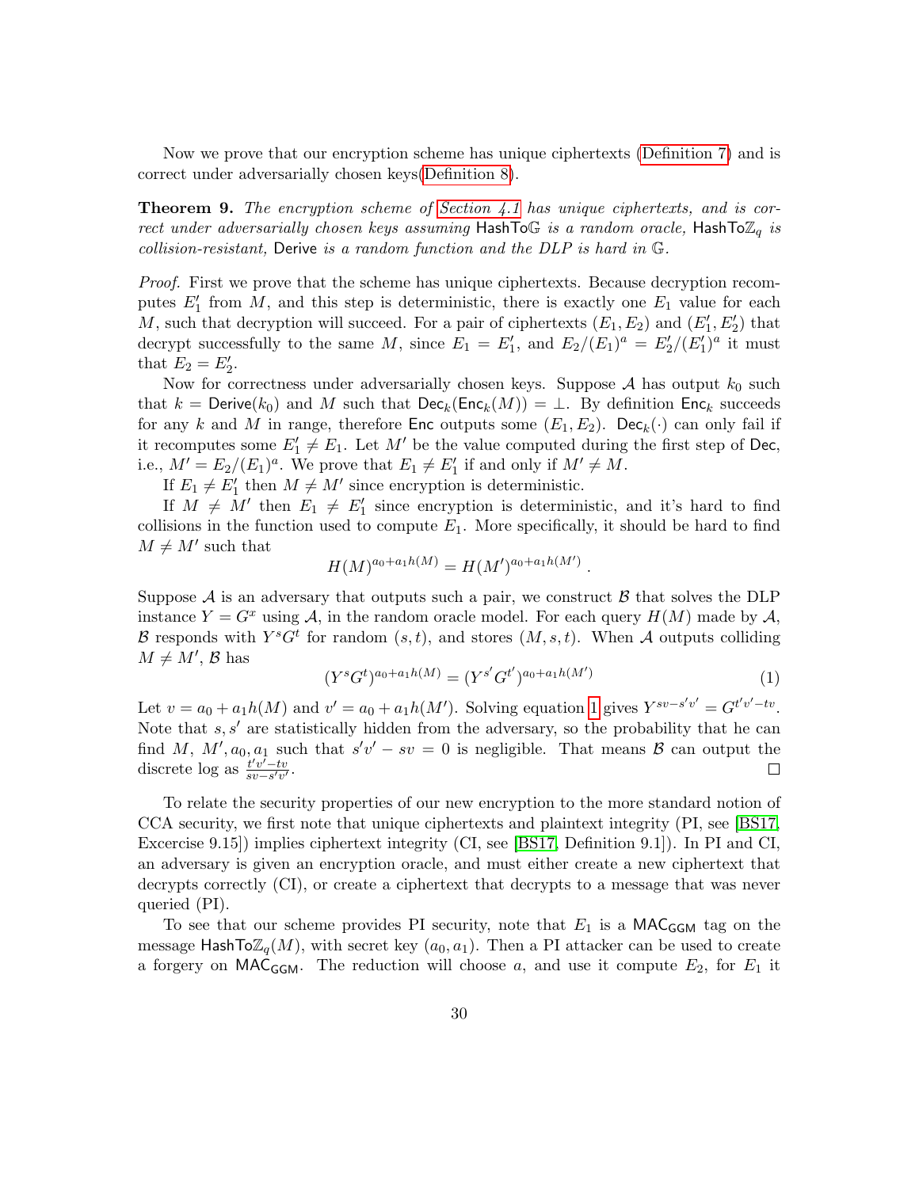Now we prove that our encryption scheme has unique ciphertexts (Definition 7) and is correct under adversarially chosen keys(Definition 8).

**Theorem 9.** *The encryption scheme of Section 4.1 has unique ciphertexts, and is correct under adversarially chosen keys assuming* $\mathsf{HashToG}$ *is a random oracle,* $\mathsf{HashTo}\mathbb{Z}_q$ *is collision-resistant,* $\mathsf{Derive}$ *is a random function and the DLP is hard in* $\mathbb{G}$*.*

*Proof.* First we prove that the scheme has unique ciphertexts. Because decryption recomputes $E_1'$ from $M$, and this step is deterministic, there is exactly one $E_1$ value for each $M$, such that decryption will succeed. For a pair of ciphertexts $(E_1, E_2)$ and $(E_1', E_2')$ that decrypt successfully to the same $M$, since $E_1 = E_1'$, and $E_2/(E_1)^a = E_2'/(E_1')^a$ it must that $E_2 = E_2'$.

Now for correctness under adversarially chosen keys. Suppose $\mathcal{A}$ has output $k_0$ such that $k = \mathsf{Derive}(k_0)$ and $M$ such that $\mathsf{Dec}_k(\mathsf{Enc}_k(M)) = \bot$. By definition $\mathsf{Enc}_k$ succeeds for any $k$ and $M$ in range, therefore $\mathsf{Enc}$ outputs some $(E_1, E_2)$. $\mathsf{Dec}_k(\cdot)$ can only fail if it recomputes some $E_1' \neq E_1$. Let $M'$ be the value computed during the first step of $\mathsf{Dec}$, i.e., $M' = E_2/(E_1)^a$. We prove that $E_1 \neq E_1'$ if and only if $M' \neq M$.

If $E_1 \neq E_1'$ then $M \neq M'$ since encryption is deterministic.

If $M \neq M'$ then $E_1 \neq E_1'$ since encryption is deterministic, and it's hard to find collisions in the function used to compute $E_1$. More specifically, it should be hard to find $M \neq M'$ such that

$$H(M)^{a_0 + a_1 h(M)} = H(M')^{a_0 + a_1 h(M')} .$$

Suppose $\mathcal{A}$ is an adversary that outputs such a pair, we construct $\mathcal{B}$ that solves the DLP instance $Y = G^x$ using $\mathcal{A}$, in the random oracle model. For each query $H(M)$ made by $\mathcal{A}$, $\mathcal{B}$ responds with $Y^s G^t$ for random $(s, t)$, and stores $(M, s, t)$. When $\mathcal{A}$ outputs colliding $M \neq M'$, $\mathcal{B}$ has

$$(Y^s G^t)^{a_0 + a_1 h(M)} = (Y^{s'} G^{t'})^{a_0 + a_1 h(M')} \tag{1}$$

Let $v = a_0 + a_1 h(M)$ and $v' = a_0 + a_1 h(M')$. Solving equation 1 gives $Y^{sv - s'v'} = G^{t'v' - tv}$. Note that $s, s'$ are statistically hidden from the adversary, so the probability that he can find $M$, $M', a_0, a_1$ such that $s'v' - sv = 0$ is negligible. That means $\mathcal{B}$ can output the discrete log as $\frac{t'v' - tv}{sv - s'v'}$. □

To relate the security properties of our new encryption to the more standard notion of CCA security, we first note that unique ciphertexts and plaintext integrity (PI, see [BS17, Excercise 9.15]) implies ciphertext integrity (CI, see [BS17, Definition 9.1]). In PI and CI, an adversary is given an encryption oracle, and must either create a new ciphertext that decrypts correctly (CI), or create a ciphertext that decrypts to a message that was never queried (PI).

To see that our scheme provides PI security, note that $E_1$ is a $\mathsf{MAC}_{\mathsf{GGM}}$ tag on the message $\mathsf{HashTo}\mathbb{Z}_q(M)$, with secret key $(a_0, a_1)$. Then a PI attacker can be used to create a forgery on $\mathsf{MAC}_{\mathsf{GGM}}$. The reduction will choose $a$, and use it compute $E_2$, for $E_1$ it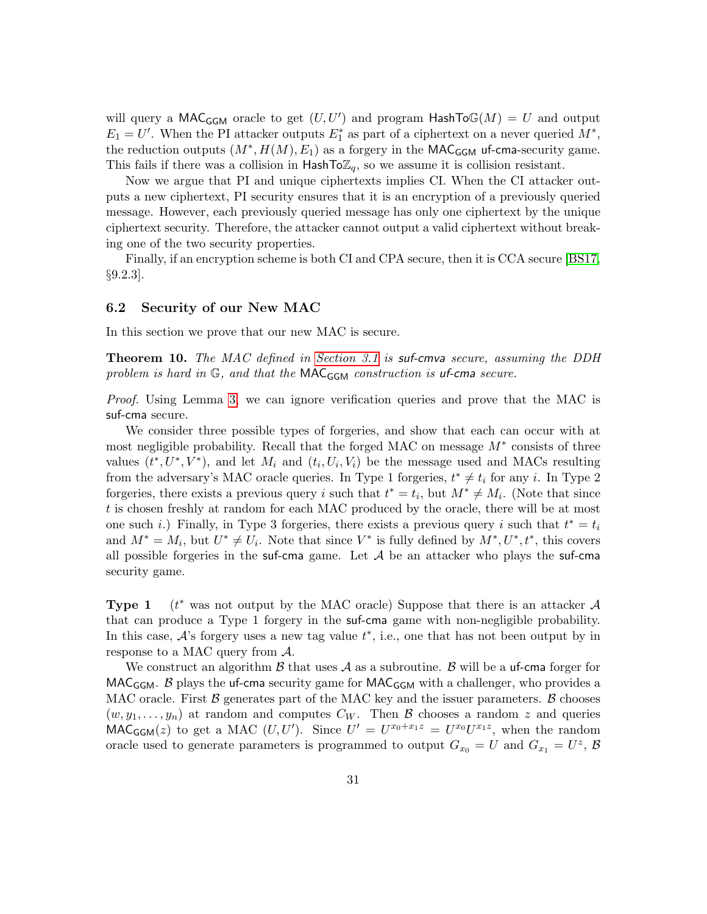will query a $\mathsf{MAC}_{\mathsf{GGM}}$ oracle to get $(U, U')$ and program $\mathsf{HashTo}\mathbb{G}(M) = U$ and output $E_1 = U'$. When the PI attacker outputs $E_1^*$ as part of a ciphertext on a never queried $M^*$, the reduction outputs $(M^*, H(M), E_1)$ as a forgery in the $\mathsf{MAC}_{\mathsf{GGM}}$ uf-cma-security game. This fails if there was a collision in $\mathsf{HashTo}\mathbb{Z}_q$, so we assume it is collision resistant.

Now we argue that PI and unique ciphertexts implies CI. When the CI attacker outputs a new ciphertext, PI security ensures that it is an encryption of a previously queried message. However, each previously queried message has only one ciphertext by the unique ciphertext security. Therefore, the attacker cannot output a valid ciphertext without breaking one of the two security properties.

Finally, if an encryption scheme is both CI and CPA secure, then it is CCA secure [BS17, §9.2.3].

### 6.2 Security of our New MAC

In this section we prove that our new MAC is secure.

**Theorem 10.** *The MAC defined in Section 3.1 is suf-cmva secure, assuming the DDH problem is hard in $\mathbb{G}$, and that the $\mathsf{MAC}_{\mathsf{GGM}}$ construction is uf-cma secure.*

*Proof.* Using Lemma 3, we can ignore verification queries and prove that the MAC is suf-cma secure.

We consider three possible types of forgeries, and show that each can occur with at most negligible probability. Recall that the forged MAC on message $M^*$ consists of three values $(t^*, U^*, V^*)$, and let $M_i$ and $(t_i, U_i, V_i)$ be the message used and MACs resulting from the adversary's MAC oracle queries. In Type 1 forgeries, $t^* \neq t_i$ for any $i$. In Type 2 forgeries, there exists a previous query $i$ such that $t^* = t_i$, but $M^* \neq M_i$. (Note that since $t$ is chosen freshly at random for each MAC produced by the oracle, there will be at most one such $i$.) Finally, in Type 3 forgeries, there exists a previous query $i$ such that $t^* = t_i$ and $M^* = M_i$, but $U^* \neq U_i$. Note that since $V^*$ is fully defined by $M^*, U^*, t^*$, this covers all possible forgeries in the suf-cma game. Let $\mathcal{A}$ be an attacker who plays the suf-cma security game.

**Type 1** ($t^*$ was not output by the MAC oracle) Suppose that there is an attacker $\mathcal{A}$ that can produce a Type 1 forgery in the suf-cma game with non-negligible probability. In this case, $\mathcal{A}$'s forgery uses a new tag value $t^*$, i.e., one that has not been output by in response to a MAC query from $\mathcal{A}$.

We construct an algorithm $\mathcal{B}$ that uses $\mathcal{A}$ as a subroutine. $\mathcal{B}$ will be a uf-cma forger for $\mathsf{MAC}_{\mathsf{GGM}}$. $\mathcal{B}$ plays the uf-cma security game for $\mathsf{MAC}_{\mathsf{GGM}}$ with a challenger, who provides a MAC oracle. First $\mathcal{B}$ generates part of the MAC key and the issuer parameters. $\mathcal{B}$ chooses $(w, y_1, \ldots, y_n)$ at random and computes $C_W$. Then $\mathcal{B}$ chooses a random $z$ and queries $\mathsf{MAC}_{\mathsf{GGM}}(z)$ to get a MAC $(U, U')$. Since $U' = U^{x_0 + x_1 z} = U^{x_0} U^{x_1 z}$, when the random oracle used to generate parameters is programmed to output $G_{x_0} = U$ and $G_{x_1} = U^z$, $\mathcal{B}$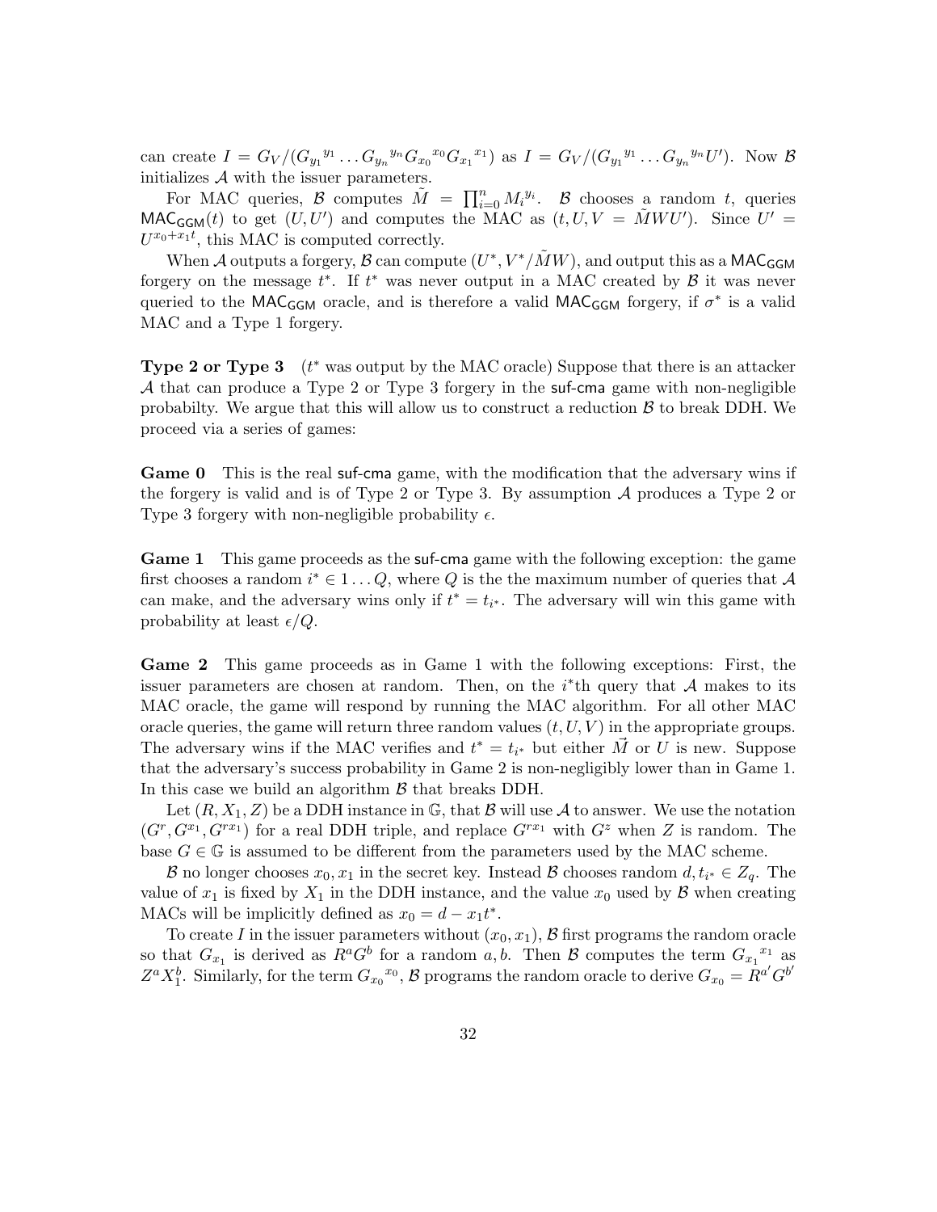can create $I = G_V / (G_{y_1}{}^{y_1} \ldots G_{y_n}{}^{y_n} G_{x_0}{}^{x_0} G_{x_1}{}^{x_1})$ as $I = G_V / (G_{y_1}{}^{y_1} \ldots G_{y_n}{}^{y_n} U')$. Now $\mathcal{B}$ initializes $\mathcal{A}$ with the issuer parameters.

For MAC queries, $\mathcal{B}$ computes $\tilde{M} = \prod_{i=0}^{n} M_i{}^{y_i}$. $\mathcal{B}$ chooses a random $t$, queries $\mathsf{MAC_{GGM}}(t)$ to get $(U, U')$ and computes the MAC as $(t, U, V = \tilde{M} W U')$. Since $U' = U^{x_0 + x_1 t}$, this MAC is computed correctly.

When $\mathcal{A}$ outputs a forgery, $\mathcal{B}$ can compute $(U^*, V^* / \tilde{M} W)$, and output this as a $\mathsf{MAC_{GGM}}$ forgery on the message $t^*$. If $t^*$ was never output in a MAC created by $\mathcal{B}$ it was never queried to the $\mathsf{MAC_{GGM}}$ oracle, and is therefore a valid $\mathsf{MAC_{GGM}}$ forgery, if $\sigma^*$ is a valid MAC and a Type 1 forgery.

**Type 2 or Type 3** ($t^*$ was output by the MAC oracle) Suppose that there is an attacker $\mathcal{A}$ that can produce a Type 2 or Type 3 forgery in the $\mathsf{suf\text{-}cma}$ game with non-negligible probabilty. We argue that this will allow us to construct a reduction $\mathcal{B}$ to break DDH. We proceed via a series of games:

**Game 0** This is the real $\mathsf{suf\text{-}cma}$ game, with the modification that the adversary wins if the forgery is valid and is of Type 2 or Type 3. By assumption $\mathcal{A}$ produces a Type 2 or Type 3 forgery with non-negligible probability $\epsilon$.

**Game 1** This game proceeds as the $\mathsf{suf\text{-}cma}$ game with the following exception: the game first chooses a random $i^* \in 1 \ldots Q$, where $Q$ is the the maximum number of queries that $\mathcal{A}$ can make, and the adversary wins only if $t^* = t_{i^*}$. The adversary will win this game with probability at least $\epsilon / Q$.

**Game 2** This game proceeds as in Game 1 with the following exceptions: First, the issuer parameters are chosen at random. Then, on the $i^*$th query that $\mathcal{A}$ makes to its MAC oracle, the game will respond by running the MAC algorithm. For all other MAC oracle queries, the game will return three random values $(t, U, V)$ in the appropriate groups. The adversary wins if the MAC verifies and $t^* = t_{i^*}$ but either $\vec{M}$ or $U$ is new. Suppose that the adversary's success probability in Game 2 is non-negligibly lower than in Game 1. In this case we build an algorithm $\mathcal{B}$ that breaks DDH.

Let $(R, X_1, Z)$ be a DDH instance in $\mathbb{G}$, that $\mathcal{B}$ will use $\mathcal{A}$ to answer. We use the notation $(G^r, G^{x_1}, G^{rx_1})$ for a real DDH triple, and replace $G^{rx_1}$ with $G^z$ when $Z$ is random. The base $G \in \mathbb{G}$ is assumed to be different from the parameters used by the MAC scheme.

$\mathcal{B}$ no longer chooses $x_0, x_1$ in the secret key. Instead $\mathcal{B}$ chooses random $d, t_{i^*} \in Z_q$. The value of $x_1$ is fixed by $X_1$ in the DDH instance, and the value $x_0$ used by $\mathcal{B}$ when creating MACs will be implicitly defined as $x_0 = d - x_1 t^*$.

To create $I$ in the issuer parameters without $(x_0, x_1)$, $\mathcal{B}$ first programs the random oracle so that $G_{x_1}$ is derived as $R^a G^b$ for a random $a, b$. Then $\mathcal{B}$ computes the term $G_{x_1}{}^{x_1}$ as $Z^a X_1^b$. Similarly, for the term $G_{x_0}{}^{x_0}$, $\mathcal{B}$ programs the random oracle to derive $G_{x_0} = R^{a'} G^{b'}$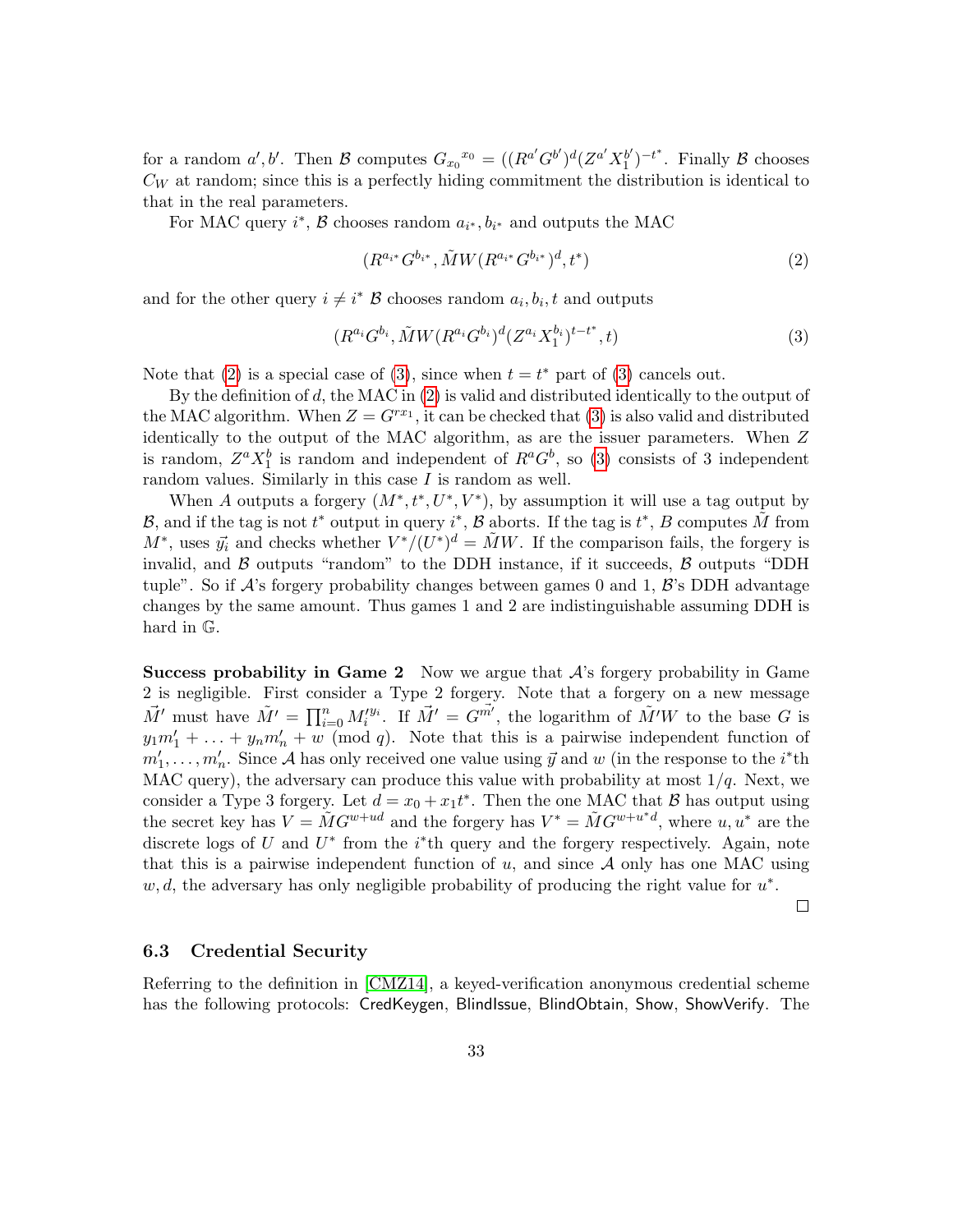for a random $a', b'$. Then $\mathcal{B}$ computes ${G_{x_0}}^{x_0} = ((R^{a'} G^{b'})^d (Z^{a'} X_1^{b'})^{-t^*}$. Finally $\mathcal{B}$ chooses $C_W$ at random; since this is a perfectly hiding commitment the distribution is identical to that in the real parameters.

For MAC query $i^*$, $\mathcal{B}$ chooses random $a_{i^*}, b_{i^*}$ and outputs the MAC

$$(R^{a_{i^*}} G^{b_{i^*}}, \tilde{M} W (R^{a_{i^*}} G^{b_{i^*}})^d, t^*) \tag{2}$$

and for the other query $i \neq i^*$ $\mathcal{B}$ chooses random $a_i, b_i, t$ and outputs

$$(R^{a_i} G^{b_i}, \tilde{M} W (R^{a_i} G^{b_i})^d (Z^{a_i} X_1^{b_i})^{t - t^*}, t) \tag{3}$$

Note that (2) is a special case of (3), since when $t = t^*$ part of (3) cancels out.

By the definition of $d$, the MAC in (2) is valid and distributed identically to the output of the MAC algorithm. When $Z = G^{rx_1}$, it can be checked that (3) is also valid and distributed identically to the output of the MAC algorithm, as are the issuer parameters. When $Z$ is random, $Z^a X_1^b$ is random and independent of $R^a G^b$, so (3) consists of 3 independent random values. Similarly in this case $I$ is random as well.

When $A$ outputs a forgery $(M^*, t^*, U^*, V^*)$, by assumption it will use a tag output by $\mathcal{B}$, and if the tag is not $t^*$ output in query $i^*$, $\mathcal{B}$ aborts. If the tag is $t^*$, $B$ computes $\tilde{M}$ from $M^*$, uses $\vec{y_i}$ and checks whether $V^*/(U^*)^d = \tilde{M} W$. If the comparison fails, the forgery is invalid, and $\mathcal{B}$ outputs "random" to the DDH instance, if it succeeds, $\mathcal{B}$ outputs "DDH tuple". So if $\mathcal{A}$'s forgery probability changes between games 0 and 1, $\mathcal{B}$'s DDH advantage changes by the same amount. Thus games 1 and 2 are indistinguishable assuming DDH is hard in $\mathbb{G}$.

**Success probability in Game 2** Now we argue that $\mathcal{A}$'s forgery probability in Game 2 is negligible. First consider a Type 2 forgery. Note that a forgery on a new message $\vec{M}'$ must have $\tilde{M}' = \prod_{i=0}^{n} M_i'^{y_i}$. If $\vec{M}' = G^{\vec{m}'}$, the logarithm of $\tilde{M}' W$ to the base $G$ is $y_1 m_1' + \ldots + y_n m_n' + w \pmod q$. Note that this is a pairwise independent function of $m_1', \ldots, m_n'$. Since $\mathcal{A}$ has only received one value using $\vec{y}$ and $w$ (in the response to the $i^*$th MAC query), the adversary can produce this value with probability at most $1/q$. Next, we consider a Type 3 forgery. Let $d = x_0 + x_1 t^*$. Then the one MAC that $\mathcal{B}$ has output using the secret key has $V = \tilde{M} G^{w + ud}$ and the forgery has $V^* = \tilde{M} G^{w + u^* d}$, where $u, u^*$ are the discrete logs of $U$ and $U^*$ from the $i^*$th query and the forgery respectively. Again, note that this is a pairwise independent function of $u$, and since $\mathcal{A}$ only has one MAC using $w, d$, the adversary has only negligible probability of producing the right value for $u^*$.

□

### 6.3 Credential Security

Referring to the definition in [CMZ14], a keyed-verification anonymous credential scheme has the following protocols: CredKeygen, BlindIssue, BlindObtain, Show, ShowVerify. The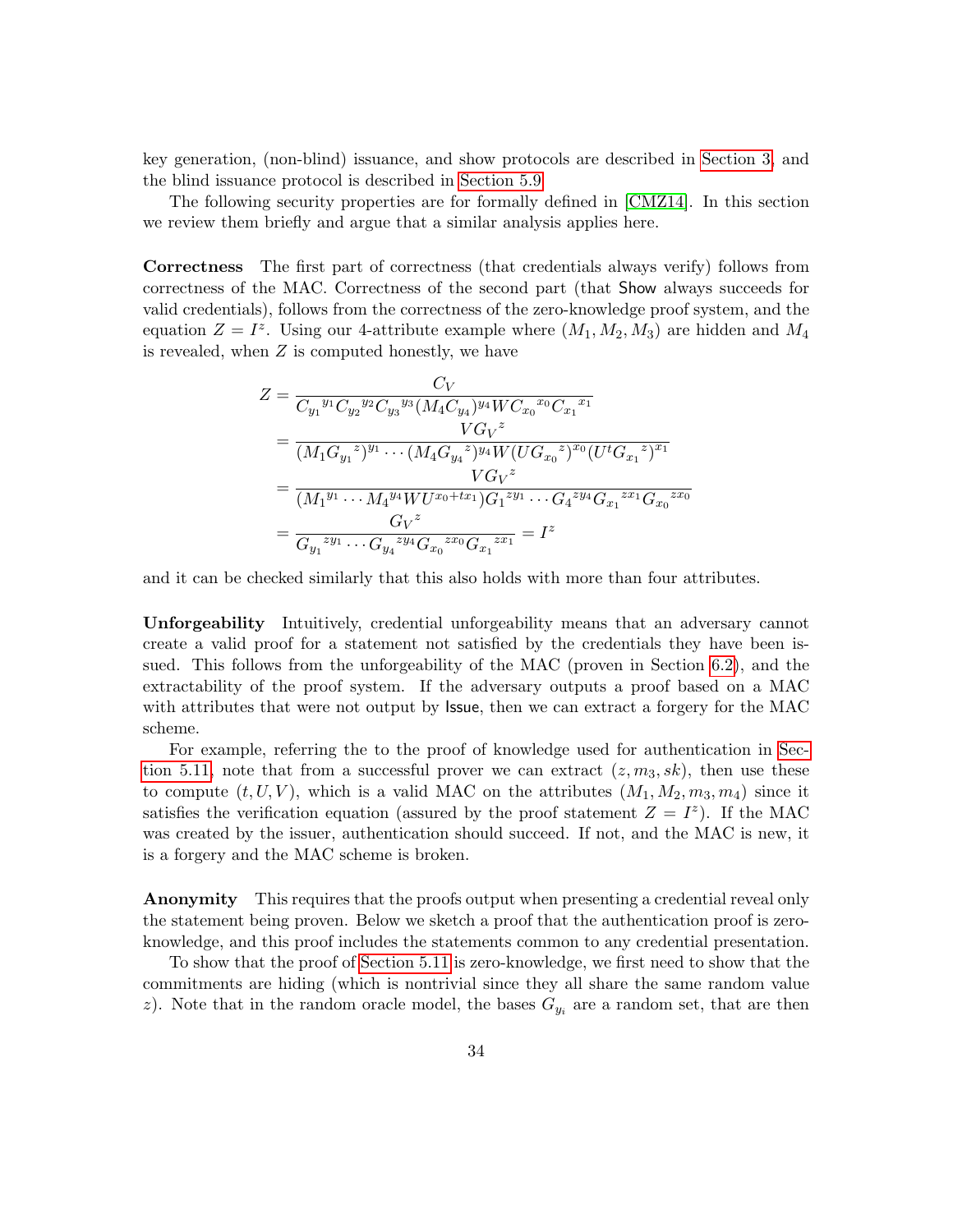key generation, (non-blind) issuance, and show protocols are described in Section 3, and the blind issuance protocol is described in Section 5.9.

The following security properties are for formally defined in [CMZ14]. In this section we review them briefly and argue that a similar analysis applies here.

**Correctness** The first part of correctness (that credentials always verify) follows from correctness of the MAC. Correctness of the second part (that Show always succeeds for valid credentials), follows from the correctness of the zero-knowledge proof system, and the equation $Z = I^z$. Using our 4-attribute example where $(M_1, M_2, M_3)$ are hidden and $M_4$ is revealed, when $Z$ is computed honestly, we have

$$
\begin{aligned}
Z &= \frac{C_V}{{C_{y_1}}^{y_1}{C_{y_2}}^{y_2}{C_{y_3}}^{y_3}(M_4 C_{y_4})^{y_4} W {C_{x_0}}^{x_0}{C_{x_1}}^{x_1}} \\
&= \frac{V{G_V}^z}{(M_1{G_{y_1}}^z)^{y_1}\cdots(M_4{G_{y_4}}^z)^{y_4}W(U{G_{x_0}}^z)^{x_0}(U^t{G_{x_1}}^z)^{x_1}} \\
&= \frac{V{G_V}^z}{({M_1}^{y_1}\cdots{M_4}^{y_4}WU^{x_0+tx_1}){G_1}^{zy_1}\cdots{G_4}^{zy_4}{G_{x_1}}^{zx_1}{G_{x_0}}^{zx_0}} \\
&= \frac{{G_V}^z}{{G_{y_1}}^{zy_1}\cdots{G_{y_4}}^{zy_4}{G_{x_0}}^{zx_0}{G_{x_1}}^{zx_1}} = I^z
\end{aligned}
$$

and it can be checked similarly that this also holds with more than four attributes.

**Unforgeability** Intuitively, credential unforgeability means that an adversary cannot create a valid proof for a statement not satisfied by the credentials they have been issued. This follows from the unforgeability of the MAC (proven in Section 6.2), and the extractability of the proof system. If the adversary outputs a proof based on a MAC with attributes that were not output by Issue, then we can extract a forgery for the MAC scheme.

For example, referring the to the proof of knowledge used for authentication in Section 5.11, note that from a successful prover we can extract $(z, m_3, sk)$, then use these to compute $(t, U, V)$, which is a valid MAC on the attributes $(M_1, M_2, m_3, m_4)$ since it satisfies the verification equation (assured by the proof statement $Z = I^z$). If the MAC was created by the issuer, authentication should succeed. If not, and the MAC is new, it is a forgery and the MAC scheme is broken.

**Anonymity** This requires that the proofs output when presenting a credential reveal only the statement being proven. Below we sketch a proof that the authentication proof is zero-knowledge, and this proof includes the statements common to any credential presentation.

To show that the proof of Section 5.11 is zero-knowledge, we first need to show that the commitments are hiding (which is nontrivial since they all share the same random value $z$). Note that in the random oracle model, the bases $G_{y_i}$ are a random set, that are then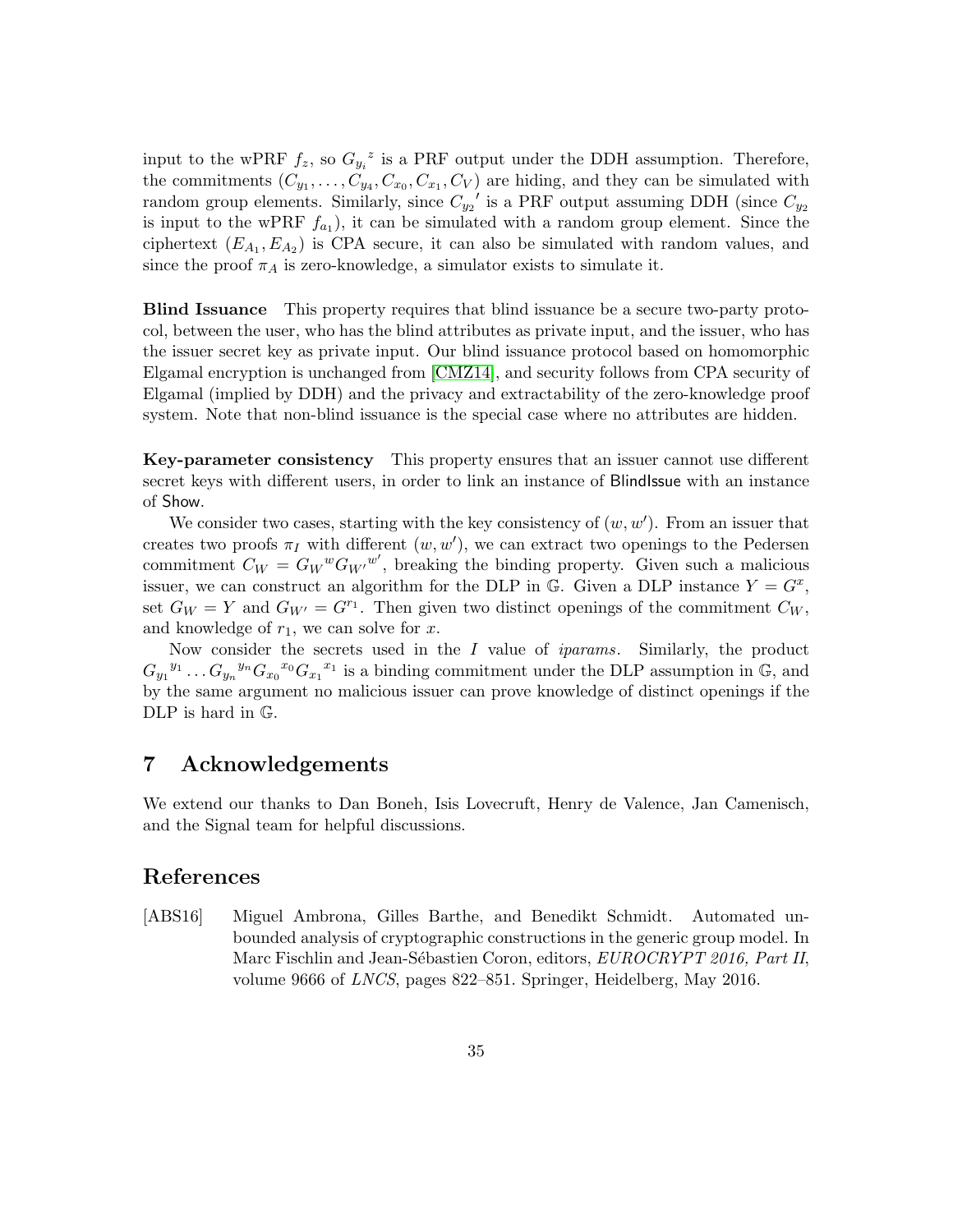input to the wPRF $f_z$, so ${G_{y_i}}^z$ is a PRF output under the DDH assumption. Therefore, the commitments $(C_{y_1}, \ldots, C_{y_4}, C_{x_0}, C_{x_1}, C_V)$ are hiding, and they can be simulated with random group elements. Similarly, since ${C_{y_2}}'$ is a PRF output assuming DDH (since $C_{y_2}$ is input to the wPRF $f_{a_1}$), it can be simulated with a random group element. Since the ciphertext $(E_{A_1}, E_{A_2})$ is CPA secure, it can also be simulated with random values, and since the proof $\pi_A$ is zero-knowledge, a simulator exists to simulate it.

**Blind Issuance** This property requires that blind issuance be a secure two-party protocol, between the user, who has the blind attributes as private input, and the issuer, who has the issuer secret key as private input. Our blind issuance protocol based on homomorphic Elgamal encryption is unchanged from [CMZ14], and security follows from CPA security of Elgamal (implied by DDH) and the privacy and extractability of the zero-knowledge proof system. Note that non-blind issuance is the special case where no attributes are hidden.

**Key-parameter consistency** This property ensures that an issuer cannot use different secret keys with different users, in order to link an instance of BlindIssue with an instance of Show.

We consider two cases, starting with the key consistency of $(w, w')$. From an issuer that creates two proofs $\pi_I$ with different $(w, w')$, we can extract two openings to the Pedersen commitment $C_W = {G_W}^w {G_{W'}}^{w'}$, breaking the binding property. Given such a malicious issuer, we can construct an algorithm for the DLP in $\mathbb{G}$. Given a DLP instance $Y = G^x$, set $G_W = Y$ and $G_{W'} = G^{r_1}$. Then given two distinct openings of the commitment $C_W$, and knowledge of $r_1$, we can solve for $x$.

Now consider the secrets used in the $I$ value of *iparams*. Similarly, the product ${G_{y_1}}^{y_1} \ldots {G_{y_n}}^{y_n} {G_{x_0}}^{x_0} {G_{x_1}}^{x_1}$ is a binding commitment under the DLP assumption in $\mathbb{G}$, and by the same argument no malicious issuer can prove knowledge of distinct openings if the DLP is hard in $\mathbb{G}$.

## 7 Acknowledgements

We extend our thanks to Dan Boneh, Isis Lovecruft, Henry de Valence, Jan Camenisch, and the Signal team for helpful discussions.

## References

[ABS16] Miguel Ambrona, Gilles Barthe, and Benedikt Schmidt. Automated unbounded analysis of cryptographic constructions in the generic group model. In Marc Fischlin and Jean-Sébastien Coron, editors, *EUROCRYPT 2016, Part II*, volume 9666 of *LNCS*, pages 822–851. Springer, Heidelberg, May 2016.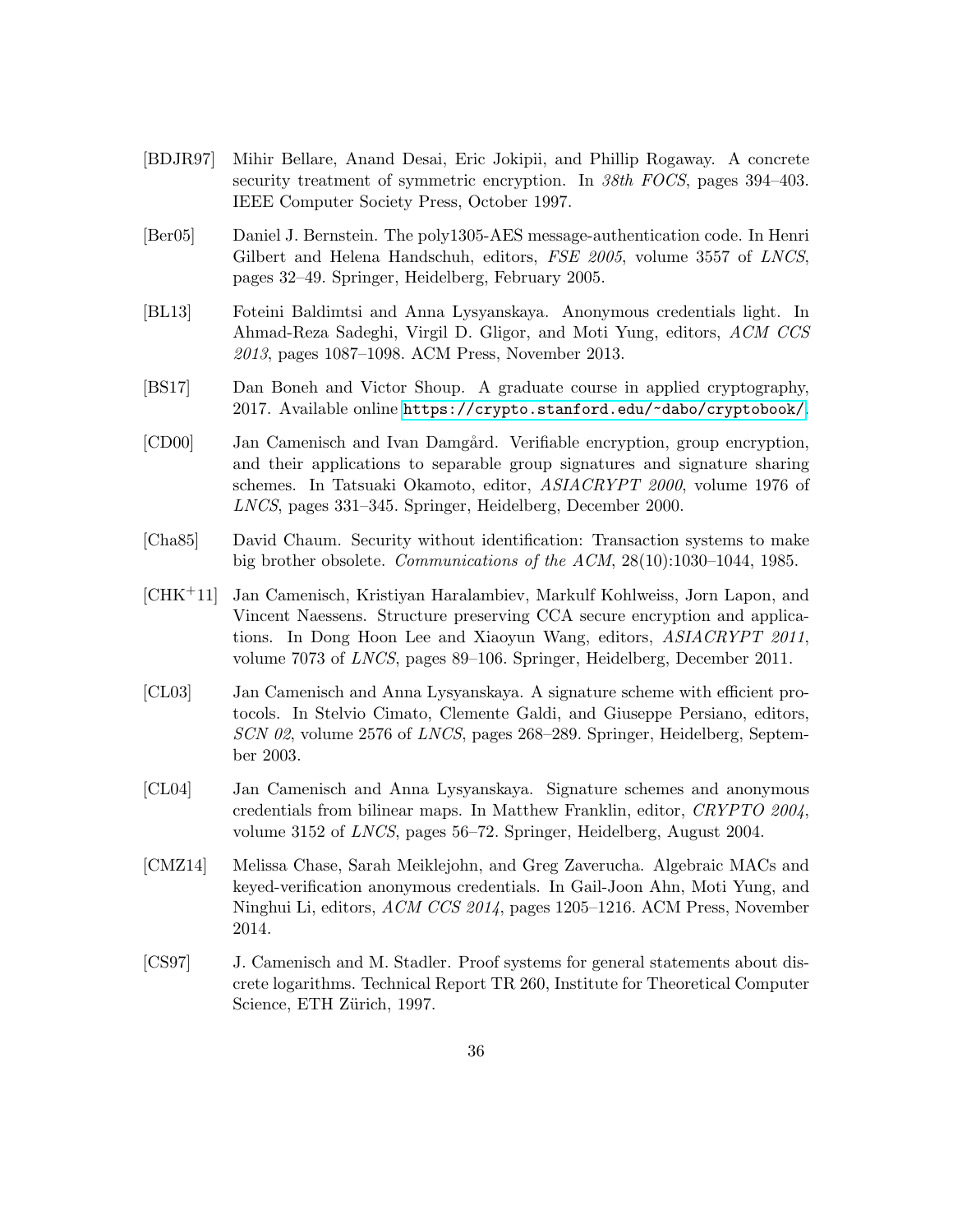[BDJR97] Mihir Bellare, Anand Desai, Eric Jokipii, and Phillip Rogaway. A concrete security treatment of symmetric encryption. In *38th FOCS*, pages 394–403. IEEE Computer Society Press, October 1997.

[Ber05] Daniel J. Bernstein. The poly1305-AES message-authentication code. In Henri Gilbert and Helena Handschuh, editors, *FSE 2005*, volume 3557 of *LNCS*, pages 32–49. Springer, Heidelberg, February 2005.

[BL13] Foteini Baldimtsi and Anna Lysyanskaya. Anonymous credentials light. In Ahmad-Reza Sadeghi, Virgil D. Gligor, and Moti Yung, editors, *ACM CCS 2013*, pages 1087–1098. ACM Press, November 2013.

[BS17] Dan Boneh and Victor Shoup. A graduate course in applied cryptography, 2017. Available online `https://crypto.stanford.edu/~dabo/cryptobook/`.

[CD00] Jan Camenisch and Ivan Damgård. Verifiable encryption, group encryption, and their applications to separable group signatures and signature sharing schemes. In Tatsuaki Okamoto, editor, *ASIACRYPT 2000*, volume 1976 of *LNCS*, pages 331–345. Springer, Heidelberg, December 2000.

[Cha85] David Chaum. Security without identification: Transaction systems to make big brother obsolete. *Communications of the ACM*, 28(10):1030–1044, 1985.

[CHK+11] Jan Camenisch, Kristiyan Haralambiev, Markulf Kohlweiss, Jorn Lapon, and Vincent Naessens. Structure preserving CCA secure encryption and applications. In Dong Hoon Lee and Xiaoyun Wang, editors, *ASIACRYPT 2011*, volume 7073 of *LNCS*, pages 89–106. Springer, Heidelberg, December 2011.

[CL03] Jan Camenisch and Anna Lysyanskaya. A signature scheme with efficient protocols. In Stelvio Cimato, Clemente Galdi, and Giuseppe Persiano, editors, *SCN 02*, volume 2576 of *LNCS*, pages 268–289. Springer, Heidelberg, September 2003.

[CL04] Jan Camenisch and Anna Lysyanskaya. Signature schemes and anonymous credentials from bilinear maps. In Matthew Franklin, editor, *CRYPTO 2004*, volume 3152 of *LNCS*, pages 56–72. Springer, Heidelberg, August 2004.

[CMZ14] Melissa Chase, Sarah Meiklejohn, and Greg Zaverucha. Algebraic MACs and keyed-verification anonymous credentials. In Gail-Joon Ahn, Moti Yung, and Ninghui Li, editors, *ACM CCS 2014*, pages 1205–1216. ACM Press, November 2014.

[CS97] J. Camenisch and M. Stadler. Proof systems for general statements about discrete logarithms. Technical Report TR 260, Institute for Theoretical Computer Science, ETH Zürich, 1997.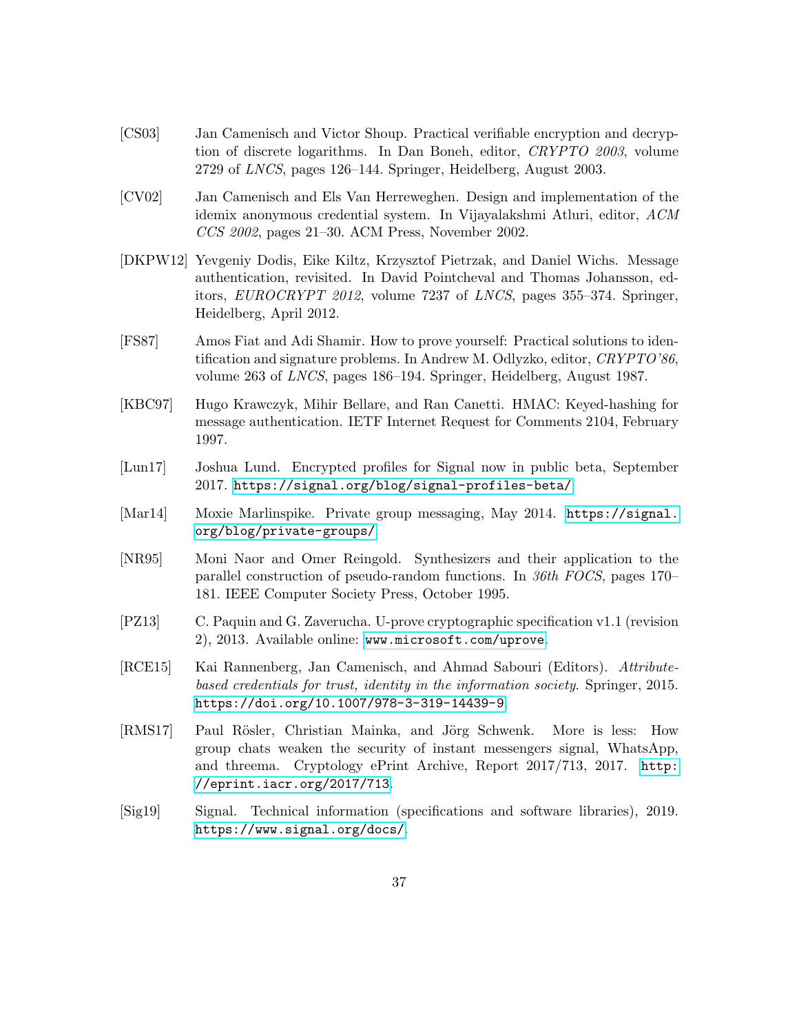- [CS03] Jan Camenisch and Victor Shoup. Practical verifiable encryption and decryption of discrete logarithms. In Dan Boneh, editor, *CRYPTO 2003*, volume 2729 of *LNCS*, pages 126–144. Springer, Heidelberg, August 2003.

- [CV02] Jan Camenisch and Els Van Herreweghen. Design and implementation of the idemix anonymous credential system. In Vijayalakshmi Atluri, editor, *ACM CCS 2002*, pages 21–30. ACM Press, November 2002.

- [DKPW12] Yevgeniy Dodis, Eike Kiltz, Krzysztof Pietrzak, and Daniel Wichs. Message authentication, revisited. In David Pointcheval and Thomas Johansson, editors, *EUROCRYPT 2012*, volume 7237 of *LNCS*, pages 355–374. Springer, Heidelberg, April 2012.

- [FS87] Amos Fiat and Adi Shamir. How to prove yourself: Practical solutions to identification and signature problems. In Andrew M. Odlyzko, editor, *CRYPTO'86*, volume 263 of *LNCS*, pages 186–194. Springer, Heidelberg, August 1987.

- [KBC97] Hugo Krawczyk, Mihir Bellare, and Ran Canetti. HMAC: Keyed-hashing for message authentication. IETF Internet Request for Comments 2104, February 1997.

- [Lun17] Joshua Lund. Encrypted profiles for Signal now in public beta, September 2017. https://signal.org/blog/signal-profiles-beta/.

- [Mar14] Moxie Marlinspike. Private group messaging, May 2014. https://signal.org/blog/private-groups/.

- [NR95] Moni Naor and Omer Reingold. Synthesizers and their application to the parallel construction of pseudo-random functions. In *36th FOCS*, pages 170–181. IEEE Computer Society Press, October 1995.

- [PZ13] C. Paquin and G. Zaverucha. U-prove cryptographic specification v1.1 (revision 2), 2013. Available online: www.microsoft.com/uprove.

- [RCE15] Kai Rannenberg, Jan Camenisch, and Ahmad Sabouri (Editors). *Attribute-based credentials for trust, identity in the information society*. Springer, 2015. https://doi.org/10.1007/978-3-319-14439-9.

- [RMS17] Paul Rösler, Christian Mainka, and Jörg Schwenk. More is less: How group chats weaken the security of instant messengers signal, WhatsApp, and threema. Cryptology ePrint Archive, Report 2017/713, 2017. http://eprint.iacr.org/2017/713.

- [Sig19] Signal. Technical information (specifications and software libraries), 2019. https://www.signal.org/docs/.